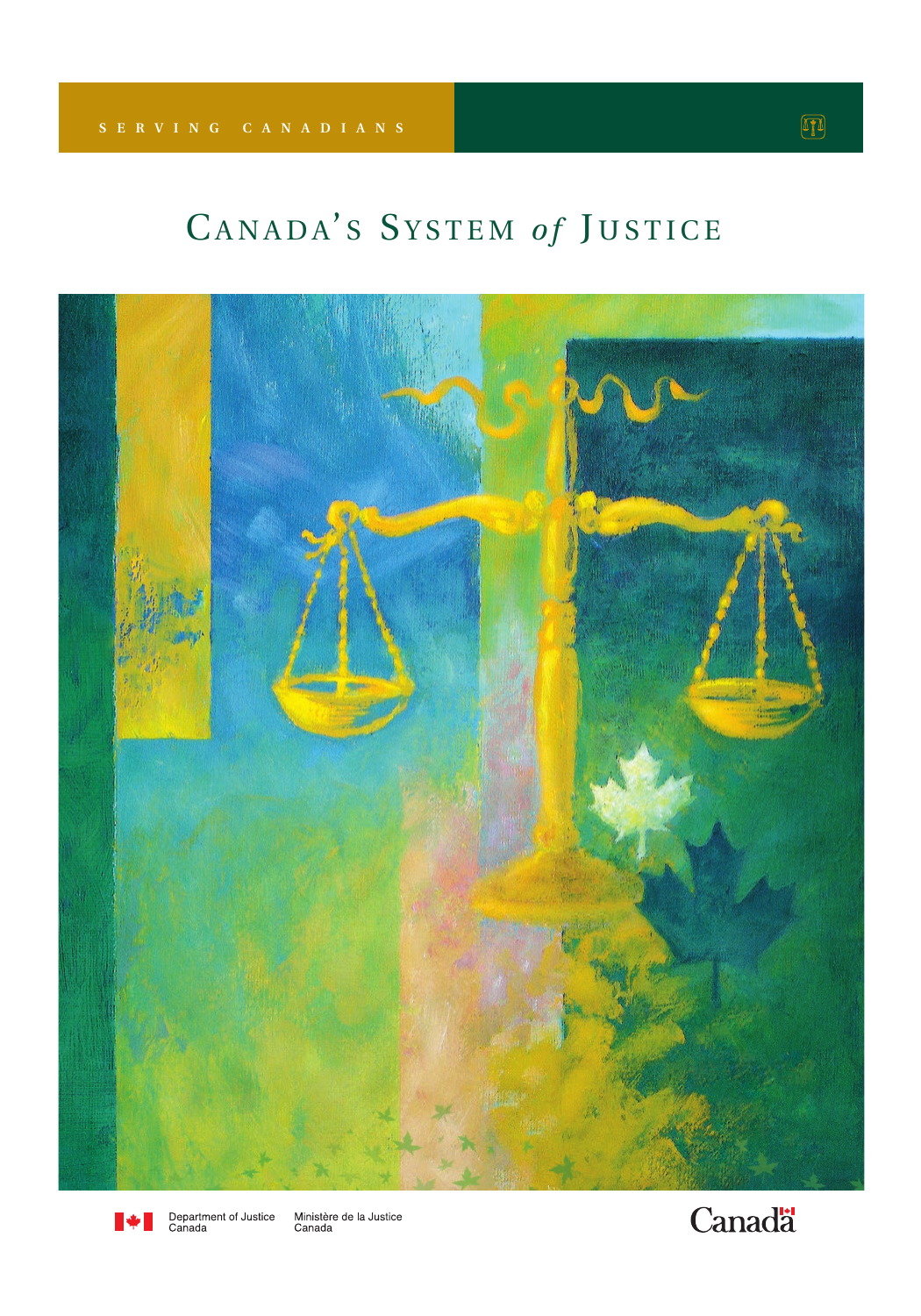SERVING CANADIANS

# CANADA'S SYSTEM *of* JUSTICE

Department of Justice Canada

Ministère de la Justice Canada

Canada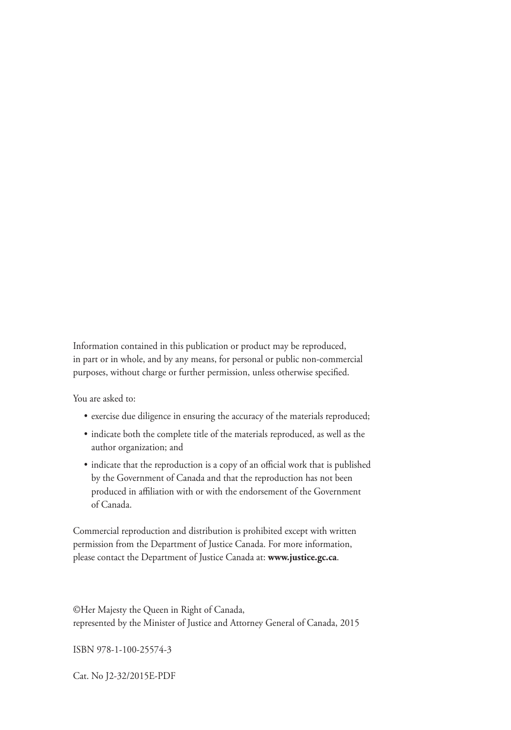Information contained in this publication or product may be reproduced, in part or in whole, and by any means, for personal or public non-commercial purposes, without charge or further permission, unless otherwise specified.

You are asked to:

- exercise due diligence in ensuring the accuracy of the materials reproduced;
- indicate both the complete title of the materials reproduced, as well as the author organization; and
- indicate that the reproduction is a copy of an official work that is published by the Government of Canada and that the reproduction has not been produced in affiliation with or with the endorsement of the Government of Canada.

Commercial reproduction and distribution is prohibited except with written permission from the Department of Justice Canada. For more information, please contact the Department of Justice Canada at: **www.justice.gc.ca**.

©Her Majesty the Queen in Right of Canada,
represented by the Minister of Justice and Attorney General of Canada, 2015

ISBN 978-1-100-25574-3

Cat. No J2-32/2015E-PDF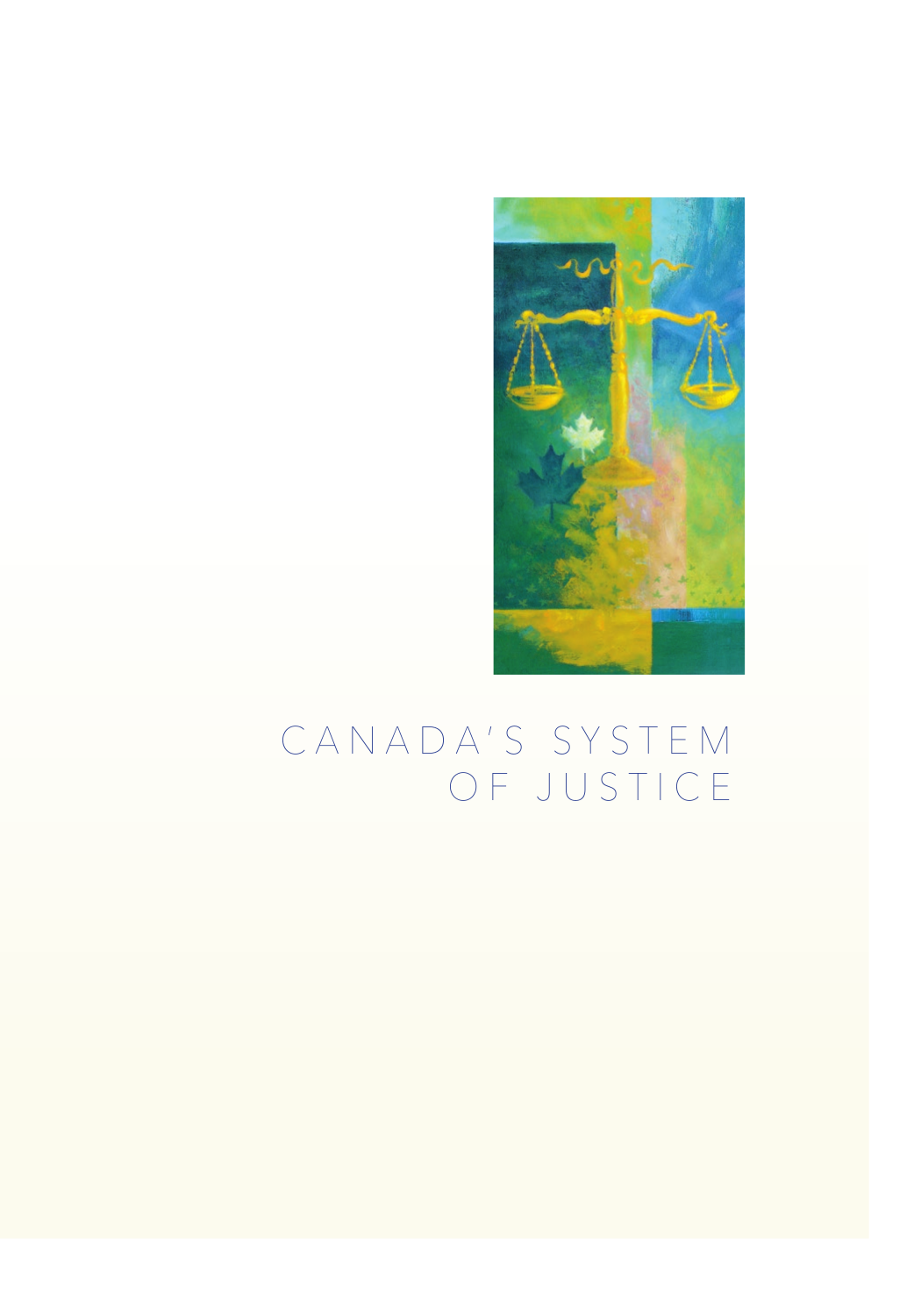# CANADA'S SYSTEM OF JUSTICE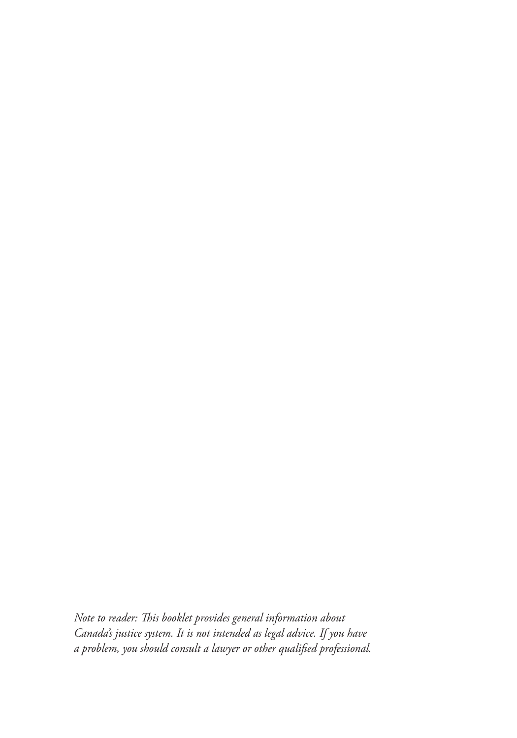*Note to reader: This booklet provides general information about Canada's justice system. It is not intended as legal advice. If you have a problem, you should consult a lawyer or other qualified professional.*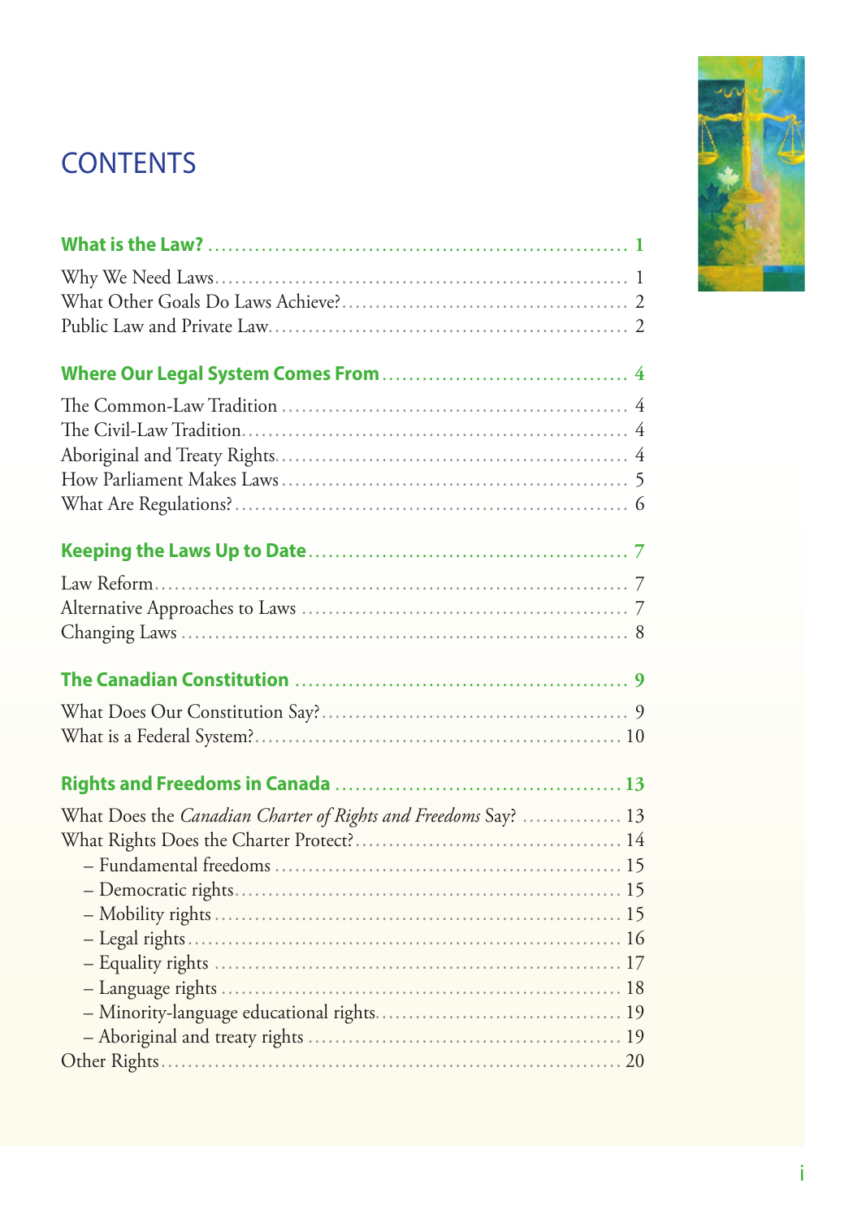# CONTENTS

**What is the Law?** .......... **1**

Why We Need Laws .......... 1
What Other Goals Do Laws Achieve? .......... 2
Public Law and Private Law .......... 2

**Where Our Legal System Comes From** .......... **4**

The Common-Law Tradition .......... 4
The Civil-Law Tradition .......... 4
Aboriginal and Treaty Rights .......... 4
How Parliament Makes Laws .......... 5
What Are Regulations? .......... 6

**Keeping the Laws Up to Date** .......... **7**

Law Reform .......... 7
Alternative Approaches to Laws .......... 7
Changing Laws .......... 8

**The Canadian Constitution** .......... **9**

What Does Our Constitution Say? .......... 9
What is a Federal System? .......... 10

**Rights and Freedoms in Canada** .......... **13**

What Does the *Canadian Charter of Rights and Freedoms* Say? .......... 13
What Rights Does the Charter Protect? .......... 14
– Fundamental freedoms .......... 15
– Democratic rights .......... 15
– Mobility rights .......... 15
– Legal rights .......... 16
– Equality rights .......... 17
– Language rights .......... 18
– Minority-language educational rights .......... 19
– Aboriginal and treaty rights .......... 19
Other Rights .......... 20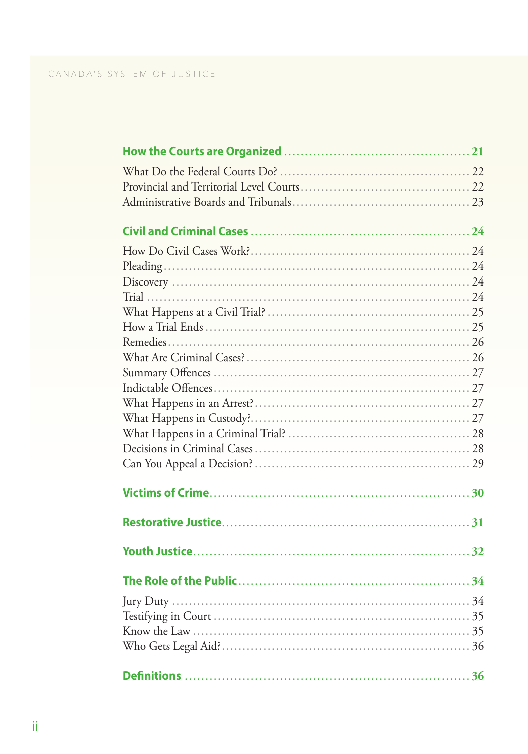**How the Courts are Organized** .......... 21

What Do the Federal Courts Do? .......... 22
Provincial and Territorial Level Courts .......... 22
Administrative Boards and Tribunals .......... 23

**Civil and Criminal Cases** .......... 24

How Do Civil Cases Work? .......... 24
Pleading .......... 24
Discovery .......... 24
Trial .......... 24
What Happens at a Civil Trial? .......... 25
How a Trial Ends .......... 25
Remedies .......... 26
What Are Criminal Cases? .......... 26
Summary Offences .......... 27
Indictable Offences .......... 27
What Happens in an Arrest? .......... 27
What Happens in Custody? .......... 27
What Happens in a Criminal Trial? .......... 28
Decisions in Criminal Cases .......... 28
Can You Appeal a Decision? .......... 29

**Victims of Crime** .......... 30

**Restorative Justice** .......... 31

**Youth Justice** .......... 32

**The Role of the Public** .......... 34

Jury Duty .......... 34
Testifying in Court .......... 35
Know the Law .......... 35
Who Gets Legal Aid? .......... 36

**Definitions** .......... 36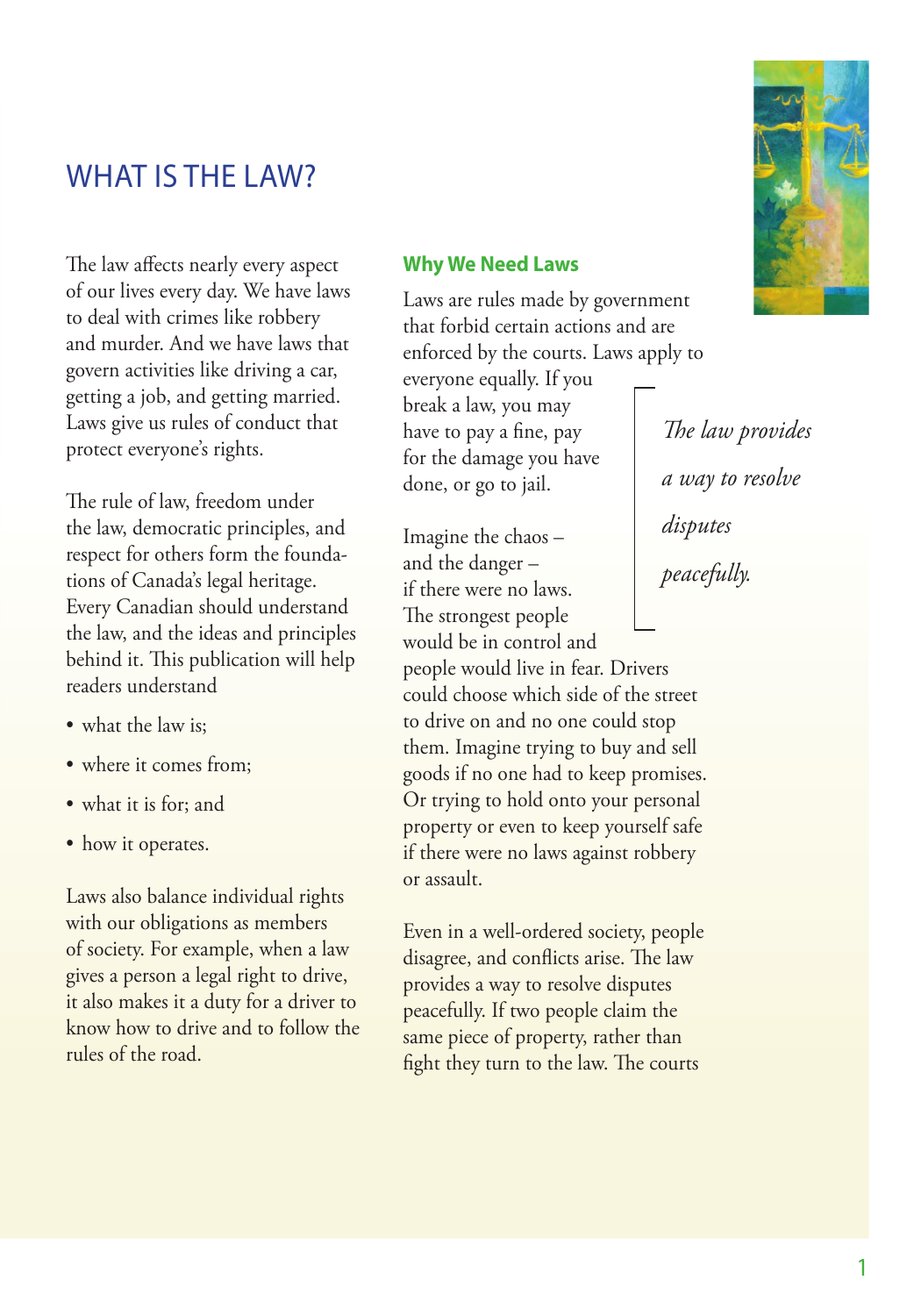# WHAT IS THE LAW?

The law affects nearly every aspect of our lives every day. We have laws to deal with crimes like robbery and murder. And we have laws that govern activities like driving a car, getting a job, and getting married. Laws give us rules of conduct that protect everyone's rights.

The rule of law, freedom under the law, democratic principles, and respect for others form the foundations of Canada's legal heritage. Every Canadian should understand the law, and the ideas and principles behind it. This publication will help readers understand

- what the law is;
- where it comes from;
- what it is for; and
- how it operates.

Laws also balance individual rights with our obligations as members of society. For example, when a law gives a person a legal right to drive, it also makes it a duty for a driver to know how to drive and to follow the rules of the road.

## Why We Need Laws

Laws are rules made by government that forbid certain actions and are enforced by the courts. Laws apply to everyone equally. If you break a law, you may have to pay a fine, pay for the damage you have done, or go to jail.

*The law provides a way to resolve disputes peacefully.*

Imagine the chaos – and the danger – if there were no laws. The strongest people would be in control and people would live in fear. Drivers could choose which side of the street to drive on and no one could stop them. Imagine trying to buy and sell goods if no one had to keep promises. Or trying to hold onto your personal property or even to keep yourself safe if there were no laws against robbery or assault.

Even in a well-ordered society, people disagree, and conflicts arise. The law provides a way to resolve disputes peacefully. If two people claim the same piece of property, rather than fight they turn to the law. The courts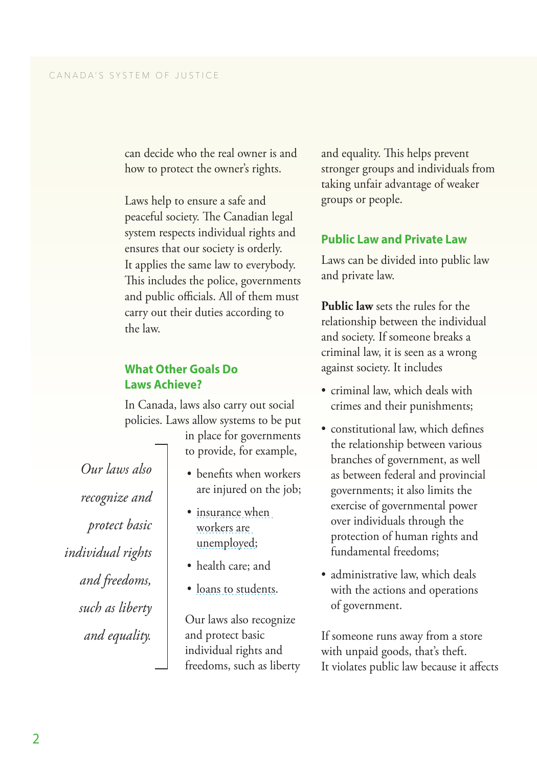can decide who the real owner is and how to protect the owner's rights.

Laws help to ensure a safe and peaceful society. The Canadian legal system respects individual rights and ensures that our society is orderly. It applies the same law to everybody. This includes the police, governments and public officials. All of them must carry out their duties according to the law.

## What Other Goals Do Laws Achieve?

In Canada, laws also carry out social policies. Laws allow systems to be put in place for governments to provide, for example,

- benefits when workers are injured on the job;
- insurance when workers are unemployed;
- health care; and
- loans to students.

*Our laws also recognize and protect basic individual rights and freedoms, such as liberty and equality.*

Our laws also recognize and protect basic individual rights and freedoms, such as liberty and equality. This helps prevent stronger groups and individuals from taking unfair advantage of weaker groups or people.

## Public Law and Private Law

Laws can be divided into public law and private law.

**Public law** sets the rules for the relationship between the individual and society. If someone breaks a criminal law, it is seen as a wrong against society. It includes

- criminal law, which deals with crimes and their punishments;
- constitutional law, which defines the relationship between various branches of government, as well as between federal and provincial governments; it also limits the exercise of governmental power over individuals through the protection of human rights and fundamental freedoms;
- administrative law, which deals with the actions and operations of government.

If someone runs away from a store with unpaid goods, that's theft. It violates public law because it affects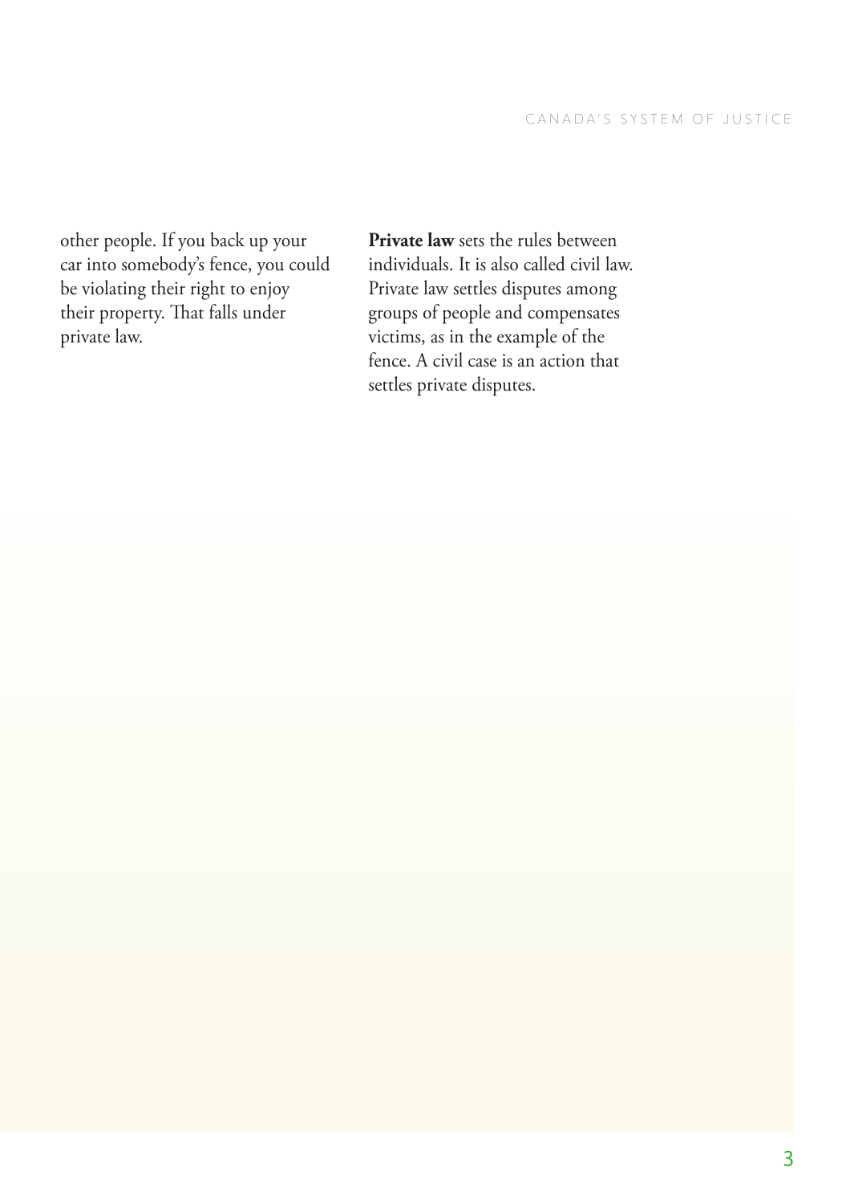other people. If you back up your car into somebody's fence, you could be violating their right to enjoy their property. That falls under private law.

**Private law** sets the rules between individuals. It is also called civil law. Private law settles disputes among groups of people and compensates victims, as in the example of the fence. A civil case is an action that settles private disputes.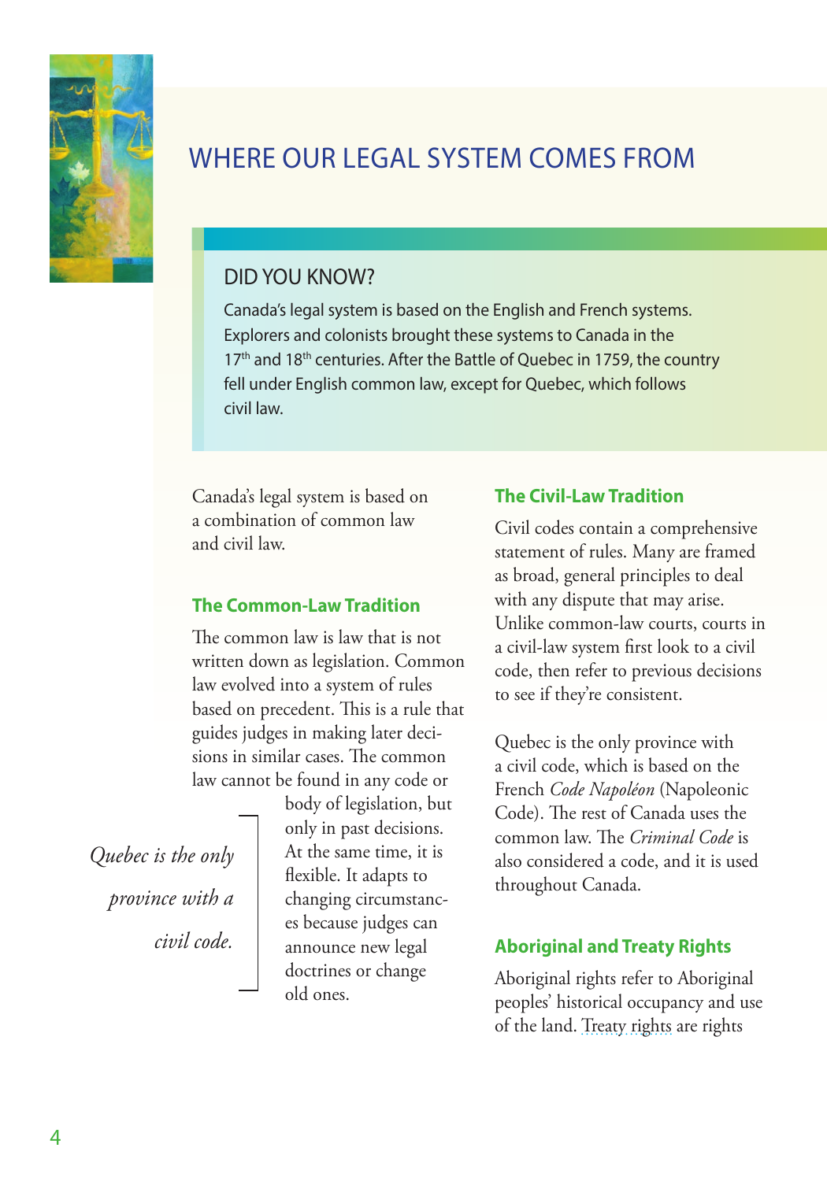# WHERE OUR LEGAL SYSTEM COMES FROM

## DID YOU KNOW?

Canada's legal system is based on the English and French systems. Explorers and colonists brought these systems to Canada in the 17th and 18th centuries. After the Battle of Quebec in 1759, the country fell under English common law, except for Quebec, which follows civil law.

Canada's legal system is based on a combination of common law and civil law.

### The Common-Law Tradition

The common law is law that is not written down as legislation. Common law evolved into a system of rules based on precedent. This is a rule that guides judges in making later decisions in similar cases. The common law cannot be found in any code or body of legislation, but only in past decisions. At the same time, it is flexible. It adapts to changing circumstances because judges can announce new legal doctrines or change old ones.

*Quebec is the only province with a civil code.*

### The Civil-Law Tradition

Civil codes contain a comprehensive statement of rules. Many are framed as broad, general principles to deal with any dispute that may arise. Unlike common-law courts, courts in a civil-law system first look to a civil code, then refer to previous decisions to see if they're consistent.

Quebec is the only province with a civil code, which is based on the French *Code Napoléon* (Napoleonic Code). The rest of Canada uses the common law. The *Criminal Code* is also considered a code, and it is used throughout Canada.

### Aboriginal and Treaty Rights

Aboriginal rights refer to Aboriginal peoples' historical occupancy and use of the land. Treaty rights are rights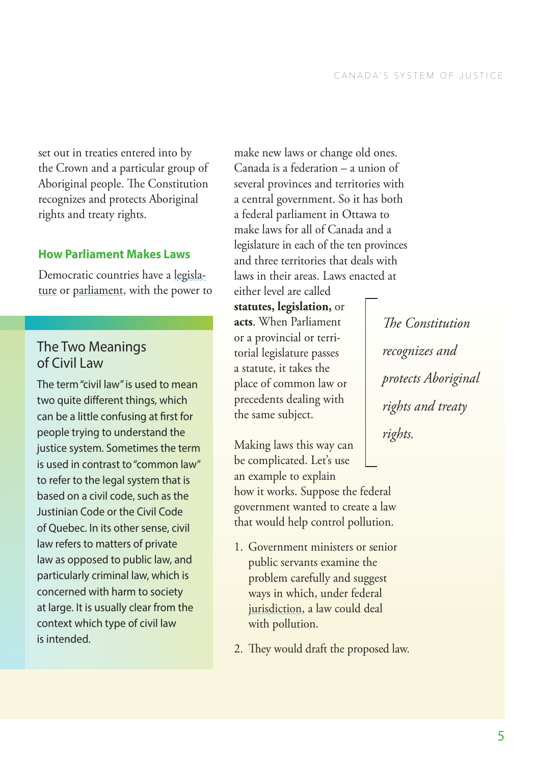set out in treaties entered into by the Crown and a particular group of Aboriginal people. The Constitution recognizes and protects Aboriginal rights and treaty rights.

### How Parliament Makes Laws

Democratic countries have a legislature or parliament, with the power to make new laws or change old ones. Canada is a federation – a union of several provinces and territories with a central government. So it has both a federal parliament in Ottawa to make laws for all of Canada and a legislature in each of the ten provinces and three territories that deals with laws in their areas. Laws enacted at either level are called **statutes, legislation,** or **acts**. When Parliament or a provincial or territorial legislature passes a statute, it takes the place of common law or precedents dealing with the same subject.

*The Constitution recognizes and protects Aboriginal rights and treaty rights.*

Making laws this way can be complicated. Let's use an example to explain how it works. Suppose the federal government wanted to create a law that would help control pollution.

1. Government ministers or senior public servants examine the problem carefully and suggest ways in which, under federal jurisdiction, a law could deal with pollution.
2. They would draft the proposed law.

### The Two Meanings of Civil Law

The term "civil law" is used to mean two quite different things, which can be a little confusing at first for people trying to understand the justice system. Sometimes the term is used in contrast to "common law" to refer to the legal system that is based on a civil code, such as the Justinian Code or the Civil Code of Quebec. In its other sense, civil law refers to matters of private law as opposed to public law, and particularly criminal law, which is concerned with harm to society at large. It is usually clear from the context which type of civil law is intended.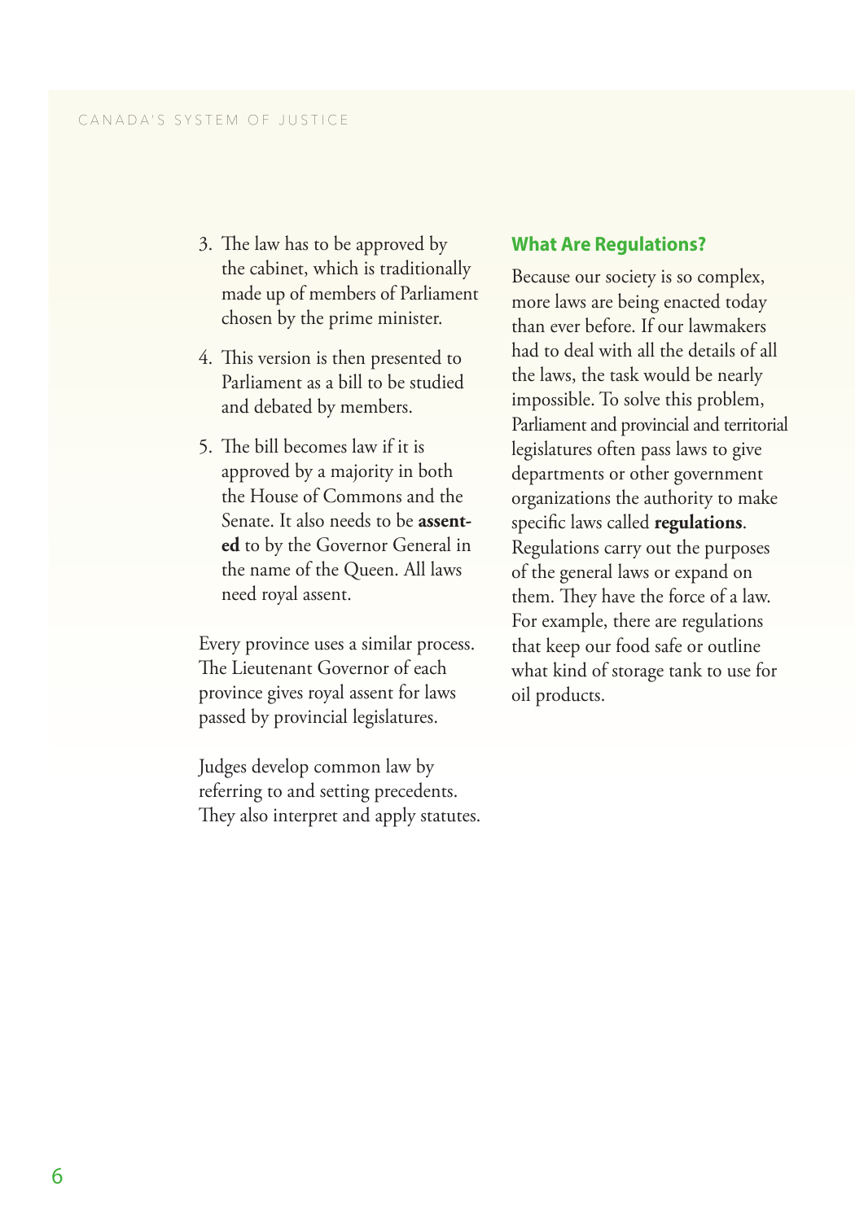3. The law has to be approved by the cabinet, which is traditionally made up of members of Parliament chosen by the prime minister.
4. This version is then presented to Parliament as a bill to be studied and debated by members.
5. The bill becomes law if it is approved by a majority in both the House of Commons and the Senate. It also needs to be **assented** to by the Governor General in the name of the Queen. All laws need royal assent.

Every province uses a similar process. The Lieutenant Governor of each province gives royal assent for laws passed by provincial legislatures.

Judges develop common law by referring to and setting precedents. They also interpret and apply statutes.

### What Are Regulations?

Because our society is so complex, more laws are being enacted today than ever before. If our lawmakers had to deal with all the details of all the laws, the task would be nearly impossible. To solve this problem, Parliament and provincial and territorial legislatures often pass laws to give departments or other government organizations the authority to make specific laws called **regulations**. Regulations carry out the purposes of the general laws or expand on them. They have the force of a law. For example, there are regulations that keep our food safe or outline what kind of storage tank to use for oil products.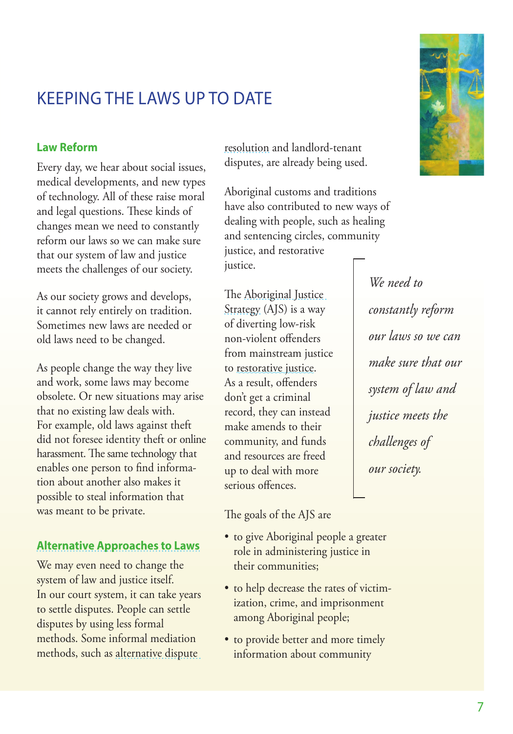# KEEPING THE LAWS UP TO DATE

## Law Reform

Every day, we hear about social issues, medical developments, and new types of technology. All of these raise moral and legal questions. These kinds of changes mean we need to constantly reform our laws so we can make sure that our system of law and justice meets the challenges of our society.

As our society grows and develops, it cannot rely entirely on tradition. Sometimes new laws are needed or old laws need to be changed.

As people change the way they live and work, some laws may become obsolete. Or new situations may arise that no existing law deals with. For example, old laws against theft did not foresee identity theft or online harassment. The same technology that enables one person to find information about another also makes it possible to steal information that was meant to be private.

## Alternative Approaches to Laws

We may even need to change the system of law and justice itself. In our court system, it can take years to settle disputes. People can settle disputes by using less formal methods. Some informal mediation methods, such as alternative dispute resolution and landlord-tenant disputes, are already being used.

Aboriginal customs and traditions have also contributed to new ways of dealing with people, such as healing and sentencing circles, community justice, and restorative justice.

The Aboriginal Justice Strategy (AJS) is a way of diverting low-risk non-violent offenders from mainstream justice to restorative justice. As a result, offenders don't get a criminal record, they can instead make amends to their community, and funds and resources are freed up to deal with more serious offences.

*We need to constantly reform our laws so we can make sure that our system of law and justice meets the challenges of our society.*

The goals of the AJS are

- to give Aboriginal people a greater role in administering justice in their communities;
- to help decrease the rates of victimization, crime, and imprisonment among Aboriginal people;
- to provide better and more timely information about community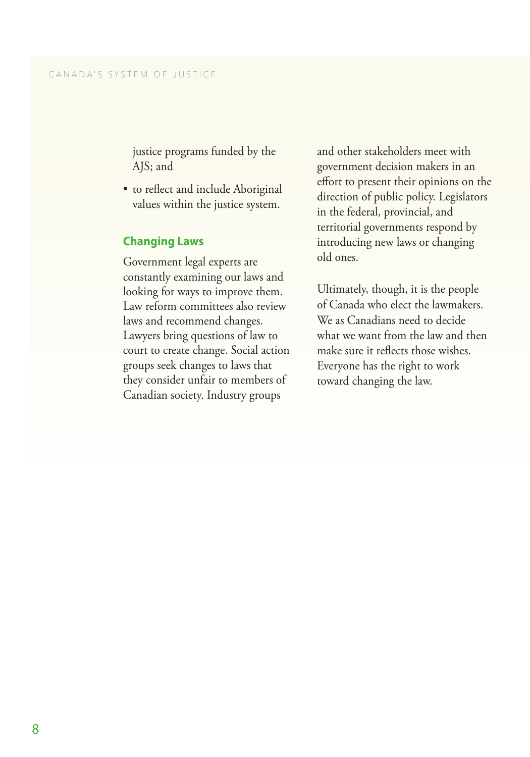justice programs funded by the AJS; and

- to reflect and include Aboriginal values within the justice system.

## Changing Laws

Government legal experts are constantly examining our laws and looking for ways to improve them. Law reform committees also review laws and recommend changes. Lawyers bring questions of law to court to create change. Social action groups seek changes to laws that they consider unfair to members of Canadian society. Industry groups and other stakeholders meet with government decision makers in an effort to present their opinions on the direction of public policy. Legislators in the federal, provincial, and territorial governments respond by introducing new laws or changing old ones.

Ultimately, though, it is the people of Canada who elect the lawmakers. We as Canadians need to decide what we want from the law and then make sure it reflects those wishes. Everyone has the right to work toward changing the law.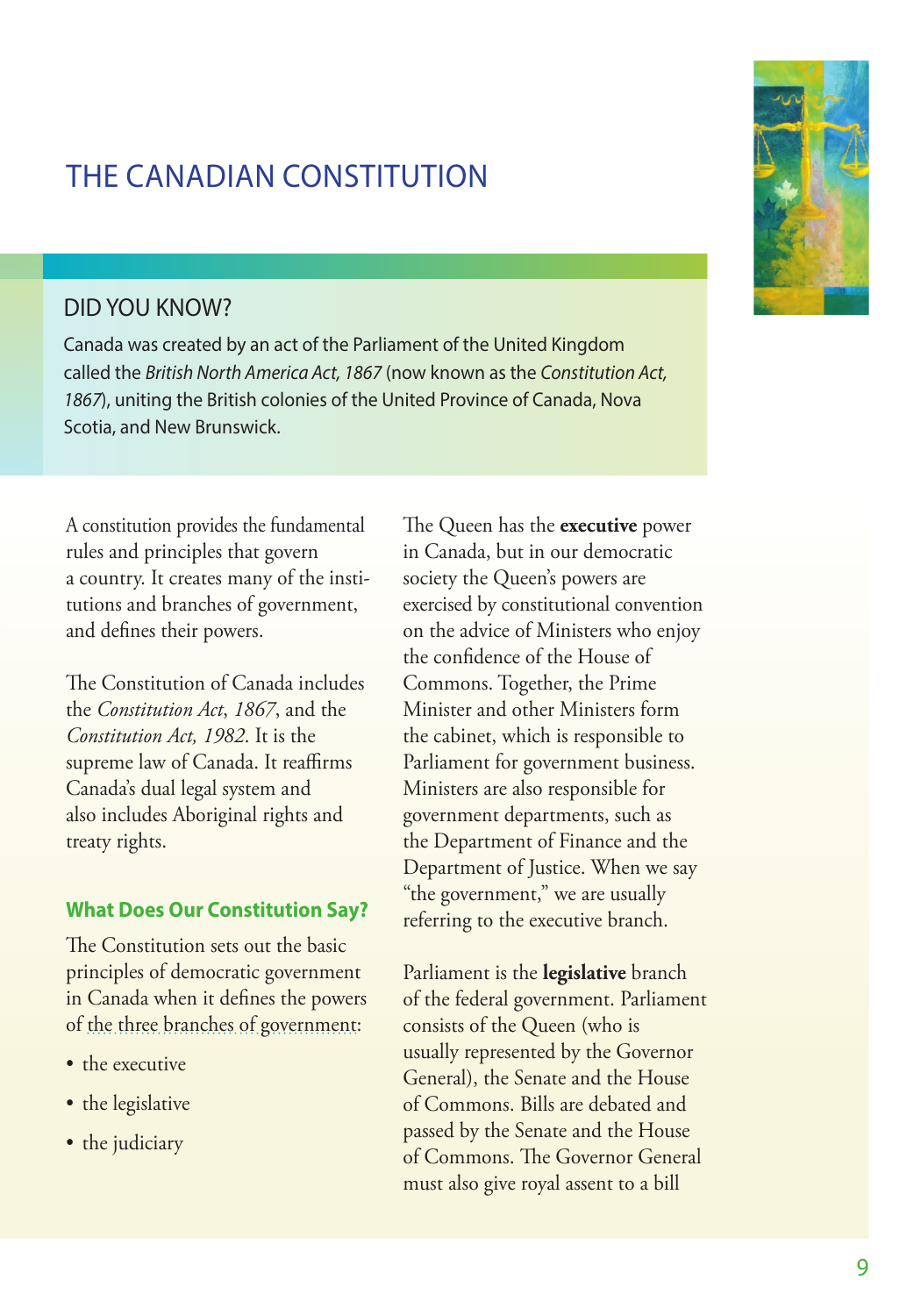# THE CANADIAN CONSTITUTION

## DID YOU KNOW?

Canada was created by an act of the Parliament of the United Kingdom called the *British North America Act, 1867* (now known as the *Constitution Act, 1867*), uniting the British colonies of the United Province of Canada, Nova Scotia, and New Brunswick.

A constitution provides the fundamental rules and principles that govern a country. It creates many of the institutions and branches of government, and defines their powers.

The Constitution of Canada includes the *Constitution Act, 1867*, and the *Constitution Act, 1982*. It is the supreme law of Canada. It reaffirms Canada's dual legal system and also includes Aboriginal rights and treaty rights.

### What Does Our Constitution Say?

The Constitution sets out the basic principles of democratic government in Canada when it defines the powers of the three branches of government:

- the executive
- the legislative
- the judiciary

The Queen has the **executive** power in Canada, but in our democratic society the Queen's powers are exercised by constitutional convention on the advice of Ministers who enjoy the confidence of the House of Commons. Together, the Prime Minister and other Ministers form the cabinet, which is responsible to Parliament for government business. Ministers are also responsible for government departments, such as the Department of Finance and the Department of Justice. When we say "the government," we are usually referring to the executive branch.

Parliament is the **legislative** branch of the federal government. Parliament consists of the Queen (who is usually represented by the Governor General), the Senate and the House of Commons. Bills are debated and passed by the Senate and the House of Commons. The Governor General must also give royal assent to a bill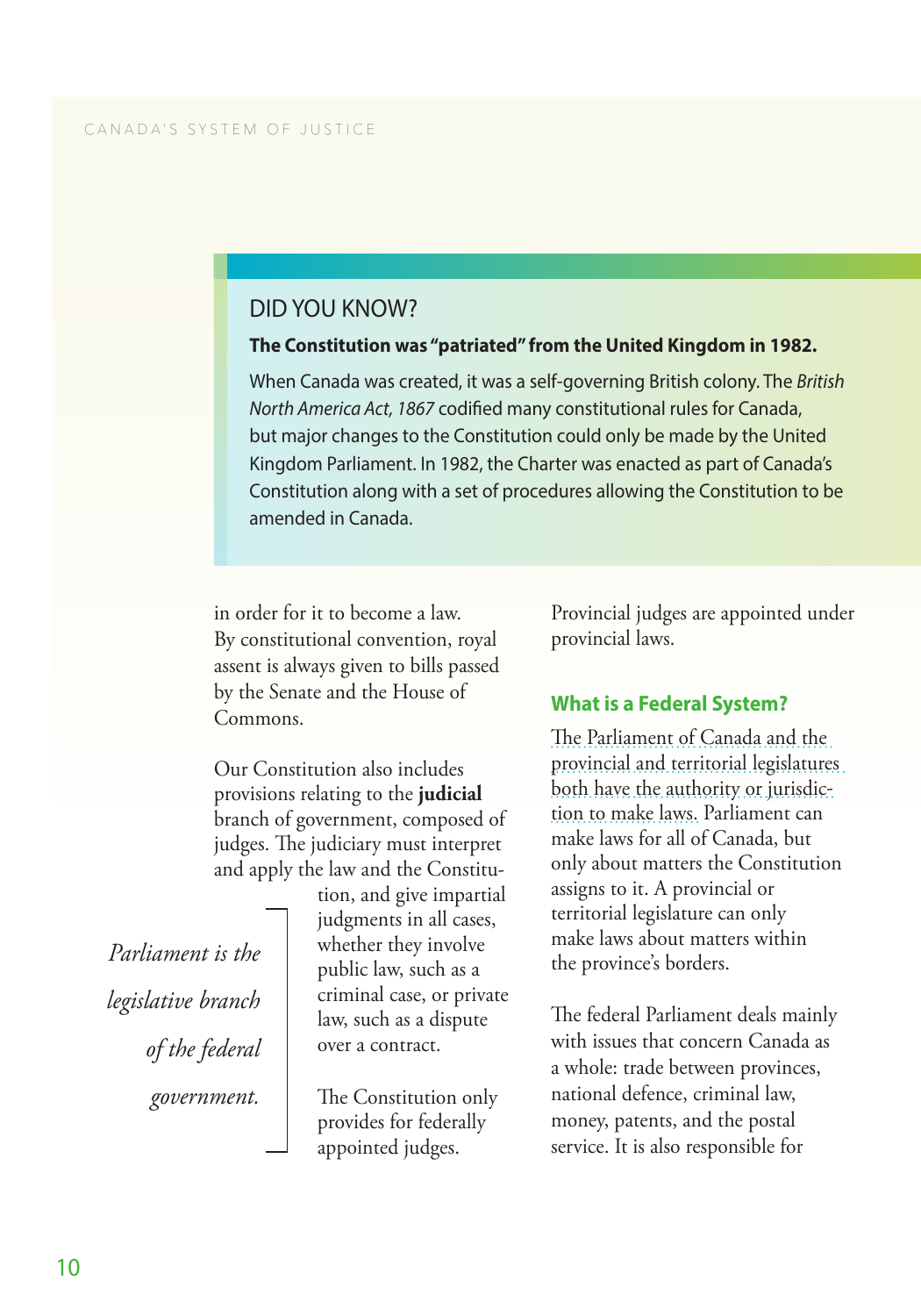## DID YOU KNOW?

**The Constitution was "patriated" from the United Kingdom in 1982.**

When Canada was created, it was a self-governing British colony. The *British North America Act, 1867* codified many constitutional rules for Canada, but major changes to the Constitution could only be made by the United Kingdom Parliament. In 1982, the Charter was enacted as part of Canada's Constitution along with a set of procedures allowing the Constitution to be amended in Canada.

in order for it to become a law. By constitutional convention, royal assent is always given to bills passed by the Senate and the House of Commons.

Our Constitution also includes provisions relating to the **judicial** branch of government, composed of judges. The judiciary must interpret and apply the law and the Constitution, and give impartial judgments in all cases, whether they involve public law, such as a criminal case, or private law, such as a dispute over a contract.

*Parliament is the legislative branch of the federal government.*

The Constitution only provides for federally appointed judges. Provincial judges are appointed under provincial laws.

### What is a Federal System?

The Parliament of Canada and the provincial and territorial legislatures both have the authority or jurisdiction to make laws. Parliament can make laws for all of Canada, but only about matters the Constitution assigns to it. A provincial or territorial legislature can only make laws about matters within the province's borders.

The federal Parliament deals mainly with issues that concern Canada as a whole: trade between provinces, national defence, criminal law, money, patents, and the postal service. It is also responsible for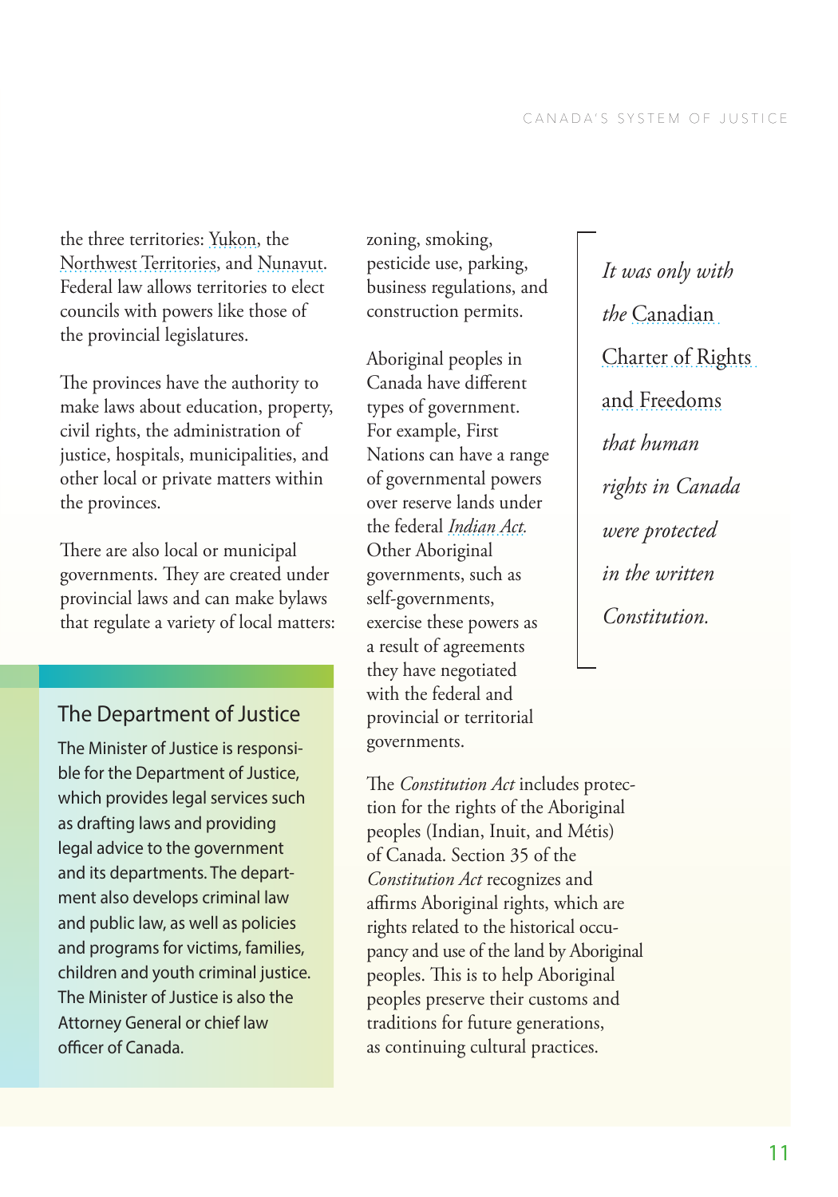the three territories: Yukon, the Northwest Territories, and Nunavut. Federal law allows territories to elect councils with powers like those of the provincial legislatures.

The provinces have the authority to make laws about education, property, civil rights, the administration of justice, hospitals, municipalities, and other local or private matters within the provinces.

There are also local or municipal governments. They are created under provincial laws and can make bylaws that regulate a variety of local matters: zoning, smoking, pesticide use, parking, business regulations, and construction permits.

Aboriginal peoples in Canada have different types of government. For example, First Nations can have a range of governmental powers over reserve lands under the federal *Indian Act*. Other Aboriginal governments, such as self-governments, exercise these powers as a result of agreements they have negotiated with the federal and provincial or territorial governments.

The *Constitution Act* includes protection for the rights of the Aboriginal peoples (Indian, Inuit, and Métis) of Canada. Section 35 of the *Constitution Act* recognizes and affirms Aboriginal rights, which are rights related to the historical occupancy and use of the land by Aboriginal peoples. This is to help Aboriginal peoples preserve their customs and traditions for future generations, as continuing cultural practices.

> *It was only with the* Canadian Charter of Rights and Freedoms *that human rights in Canada were protected in the written Constitution.*

## The Department of Justice

The Minister of Justice is responsible for the Department of Justice, which provides legal services such as drafting laws and providing legal advice to the government and its departments. The department also develops criminal law and public law, as well as policies and programs for victims, families, children and youth criminal justice. The Minister of Justice is also the Attorney General or chief law officer of Canada.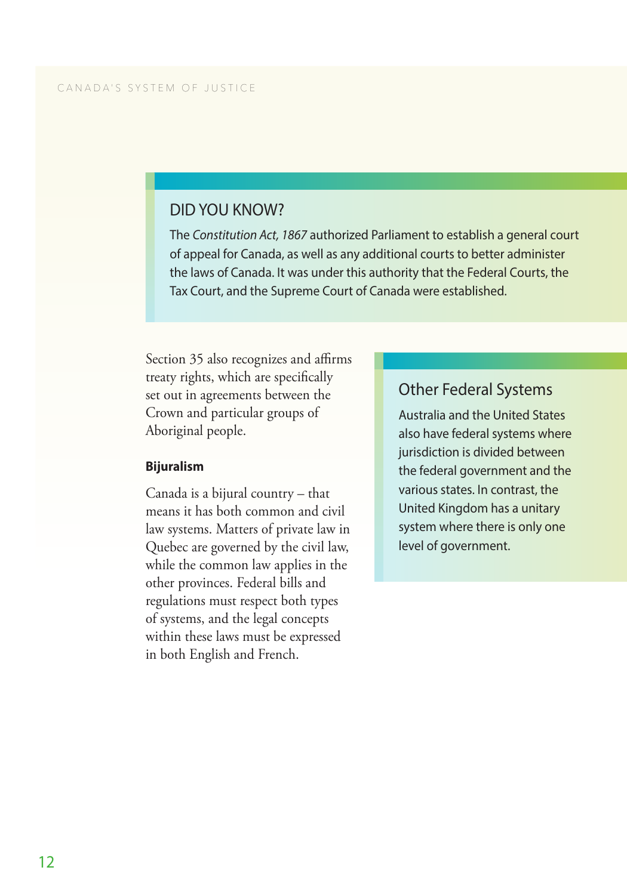## DID YOU KNOW?

The *Constitution Act, 1867* authorized Parliament to establish a general court of appeal for Canada, as well as any additional courts to better administer the laws of Canada. It was under this authority that the Federal Courts, the Tax Court, and the Supreme Court of Canada were established.

Section 35 also recognizes and affirms treaty rights, which are specifically set out in agreements between the Crown and particular groups of Aboriginal people.

### Bijuralism

Canada is a bijural country – that means it has both common and civil law systems. Matters of private law in Quebec are governed by the civil law, while the common law applies in the other provinces. Federal bills and regulations must respect both types of systems, and the legal concepts within these laws must be expressed in both English and French.

## Other Federal Systems

Australia and the United States also have federal systems where jurisdiction is divided between the federal government and the various states. In contrast, the United Kingdom has a unitary system where there is only one level of government.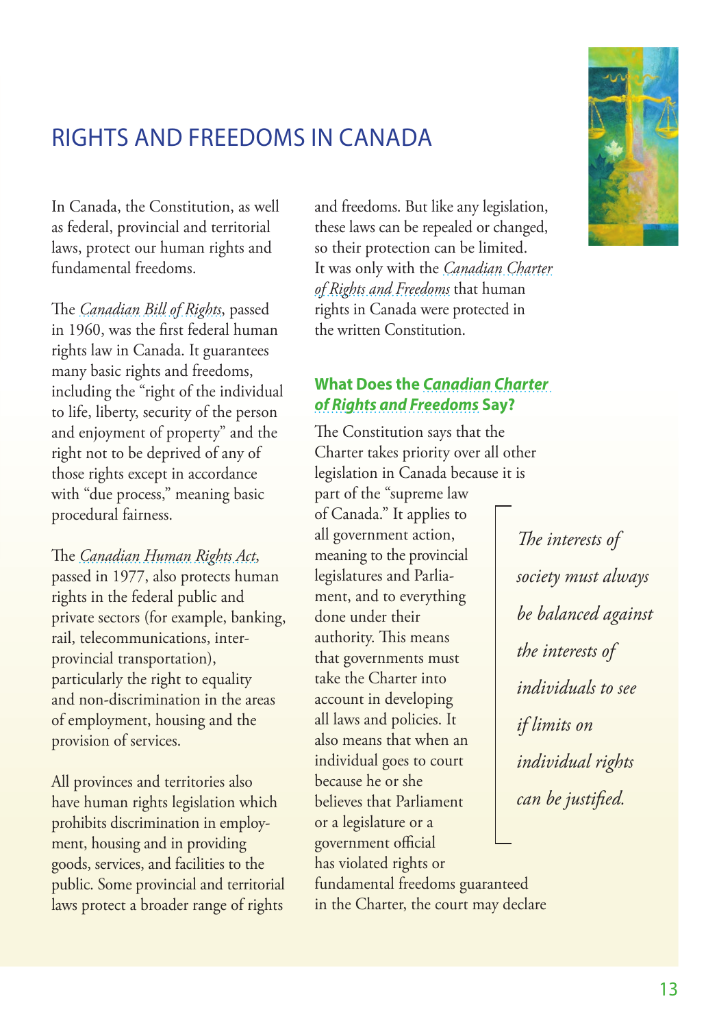# RIGHTS AND FREEDOMS IN CANADA

In Canada, the Constitution, as well as federal, provincial and territorial laws, protect our human rights and fundamental freedoms.

The *Canadian Bill of Rights*, passed in 1960, was the first federal human rights law in Canada. It guarantees many basic rights and freedoms, including the "right of the individual to life, liberty, security of the person and enjoyment of property" and the right not to be deprived of any of those rights except in accordance with "due process," meaning basic procedural fairness.

The *Canadian Human Rights Act*, passed in 1977, also protects human rights in the federal public and private sectors (for example, banking, rail, telecommunications, interprovincial transportation), particularly the right to equality and non-discrimination in the areas of employment, housing and the provision of services.

All provinces and territories also have human rights legislation which prohibits discrimination in employment, housing and in providing goods, services, and facilities to the public. Some provincial and territorial laws protect a broader range of rights and freedoms. But like any legislation, these laws can be repealed or changed, so their protection can be limited. It was only with the *Canadian Charter of Rights and Freedoms* that human rights in Canada were protected in the written Constitution.

## What Does the *Canadian Charter of Rights and Freedoms* Say?

The Constitution says that the Charter takes priority over all other legislation in Canada because it is part of the "supreme law of Canada." It applies to all government action, meaning to the provincial legislatures and Parliament, and to everything done under their authority. This means that governments must take the Charter into account in developing all laws and policies. It also means that when an individual goes to court because he or she believes that Parliament or a legislature or a government official has violated rights or fundamental freedoms guaranteed in the Charter, the court may declare

> *The interests of society must always be balanced against the interests of individuals to see if limits on individual rights can be justified.*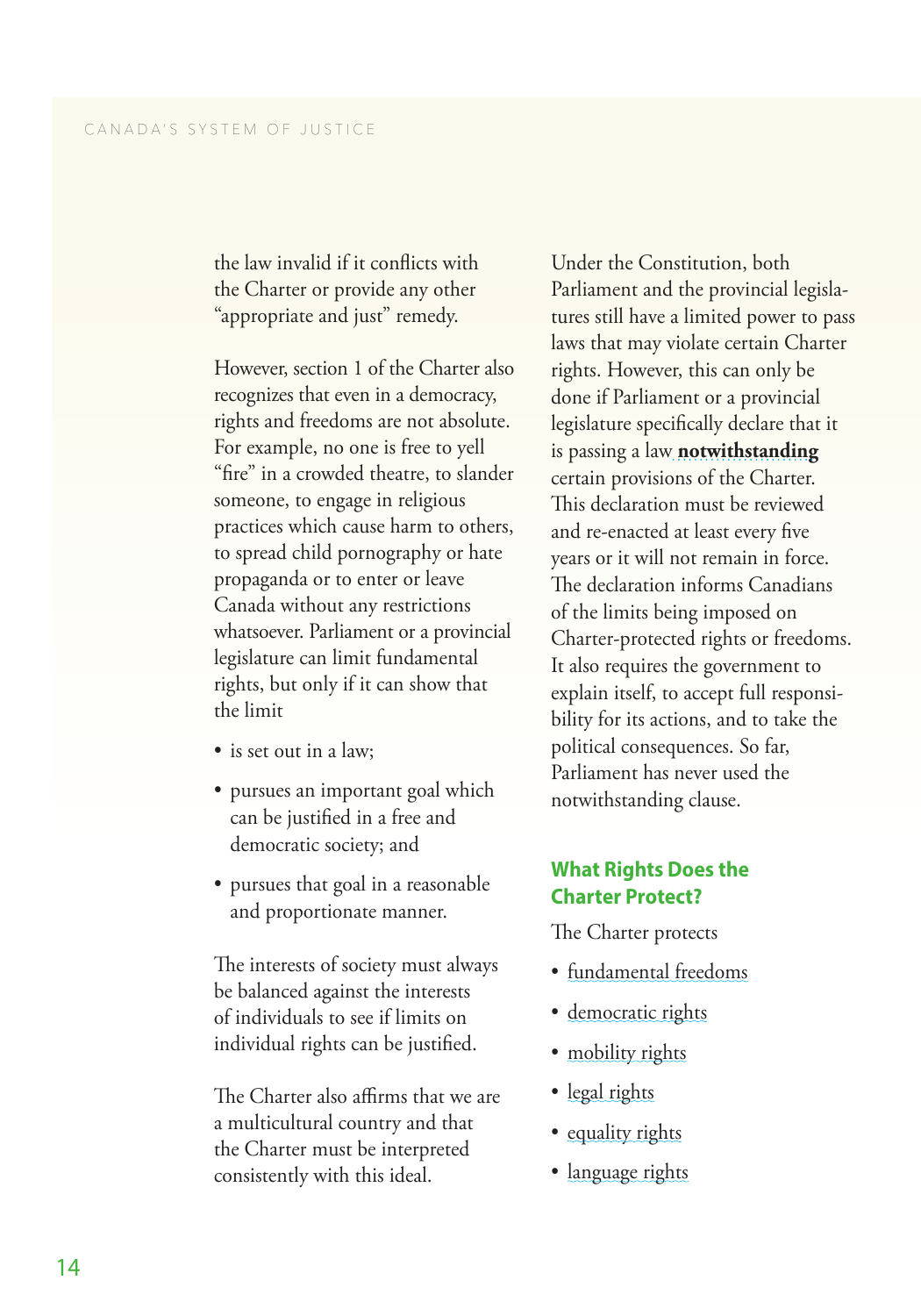the law invalid if it conflicts with the Charter or provide any other "appropriate and just" remedy.

However, section 1 of the Charter also recognizes that even in a democracy, rights and freedoms are not absolute. For example, no one is free to yell "fire" in a crowded theatre, to slander someone, to engage in religious practices which cause harm to others, to spread child pornography or hate propaganda or to enter or leave Canada without any restrictions whatsoever. Parliament or a provincial legislature can limit fundamental rights, but only if it can show that the limit

- is set out in a law;
- pursues an important goal which can be justified in a free and democratic society; and
- pursues that goal in a reasonable and proportionate manner.

The interests of society must always be balanced against the interests of individuals to see if limits on individual rights can be justified.

The Charter also affirms that we are a multicultural country and that the Charter must be interpreted consistently with this ideal.

Under the Constitution, both Parliament and the provincial legislatures still have a limited power to pass laws that may violate certain Charter rights. However, this can only be done if Parliament or a provincial legislature specifically declare that it is passing a law **notwithstanding** certain provisions of the Charter. This declaration must be reviewed and re-enacted at least every five years or it will not remain in force. The declaration informs Canadians of the limits being imposed on Charter-protected rights or freedoms. It also requires the government to explain itself, to accept full responsibility for its actions, and to take the political consequences. So far, Parliament has never used the notwithstanding clause.

## What Rights Does the Charter Protect?

The Charter protects

- fundamental freedoms
- democratic rights
- mobility rights
- legal rights
- equality rights
- language rights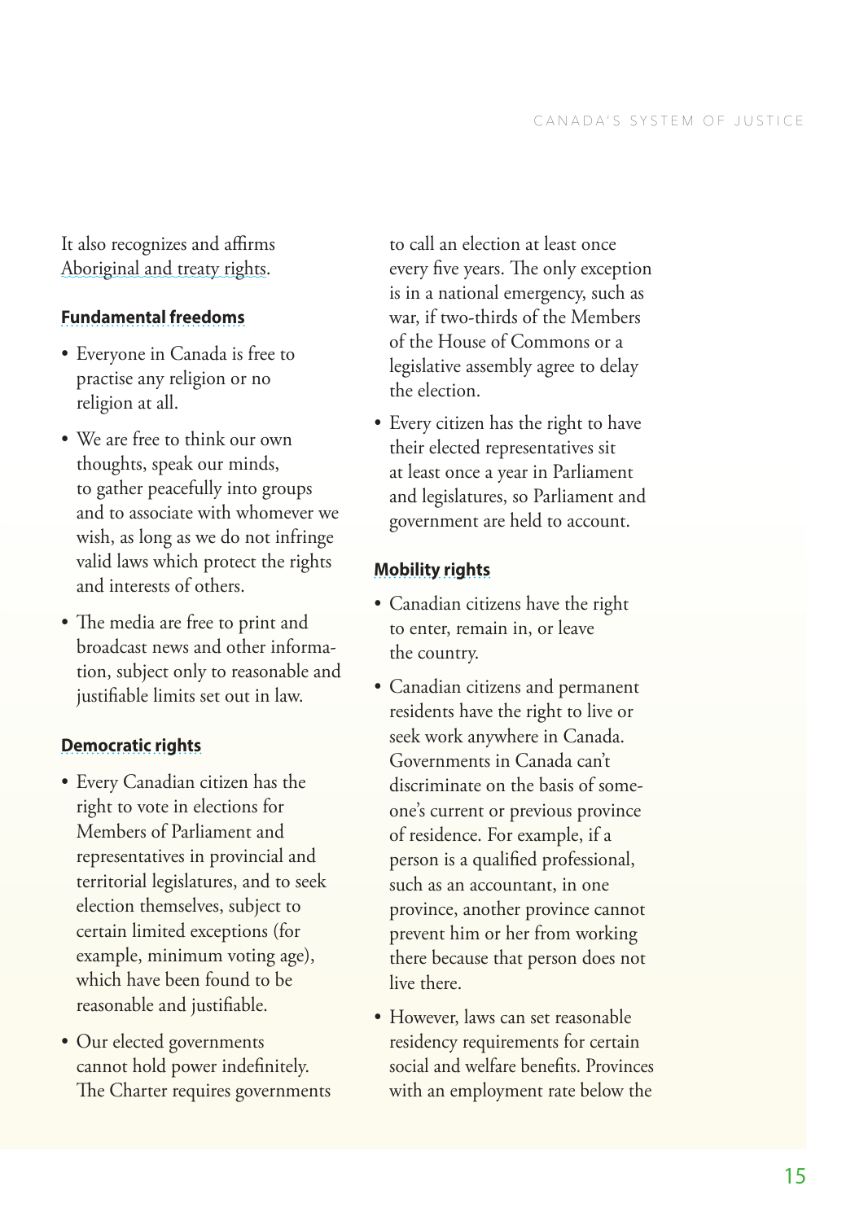It also recognizes and affirms Aboriginal and treaty rights.

### Fundamental freedoms

- Everyone in Canada is free to practise any religion or no religion at all.
- We are free to think our own thoughts, speak our minds, to gather peacefully into groups and to associate with whomever we wish, as long as we do not infringe valid laws which protect the rights and interests of others.
- The media are free to print and broadcast news and other information, subject only to reasonable and justifiable limits set out in law.

### Democratic rights

- Every Canadian citizen has the right to vote in elections for Members of Parliament and representatives in provincial and territorial legislatures, and to seek election themselves, subject to certain limited exceptions (for example, minimum voting age), which have been found to be reasonable and justifiable.
- Our elected governments cannot hold power indefinitely. The Charter requires governments to call an election at least once every five years. The only exception is in a national emergency, such as war, if two-thirds of the Members of the House of Commons or a legislative assembly agree to delay the election.
- Every citizen has the right to have their elected representatives sit at least once a year in Parliament and legislatures, so Parliament and government are held to account.

### Mobility rights

- Canadian citizens have the right to enter, remain in, or leave the country.
- Canadian citizens and permanent residents have the right to live or seek work anywhere in Canada. Governments in Canada can't discriminate on the basis of someone's current or previous province of residence. For example, if a person is a qualified professional, such as an accountant, in one province, another province cannot prevent him or her from working there because that person does not live there.
- However, laws can set reasonable residency requirements for certain social and welfare benefits. Provinces with an employment rate below the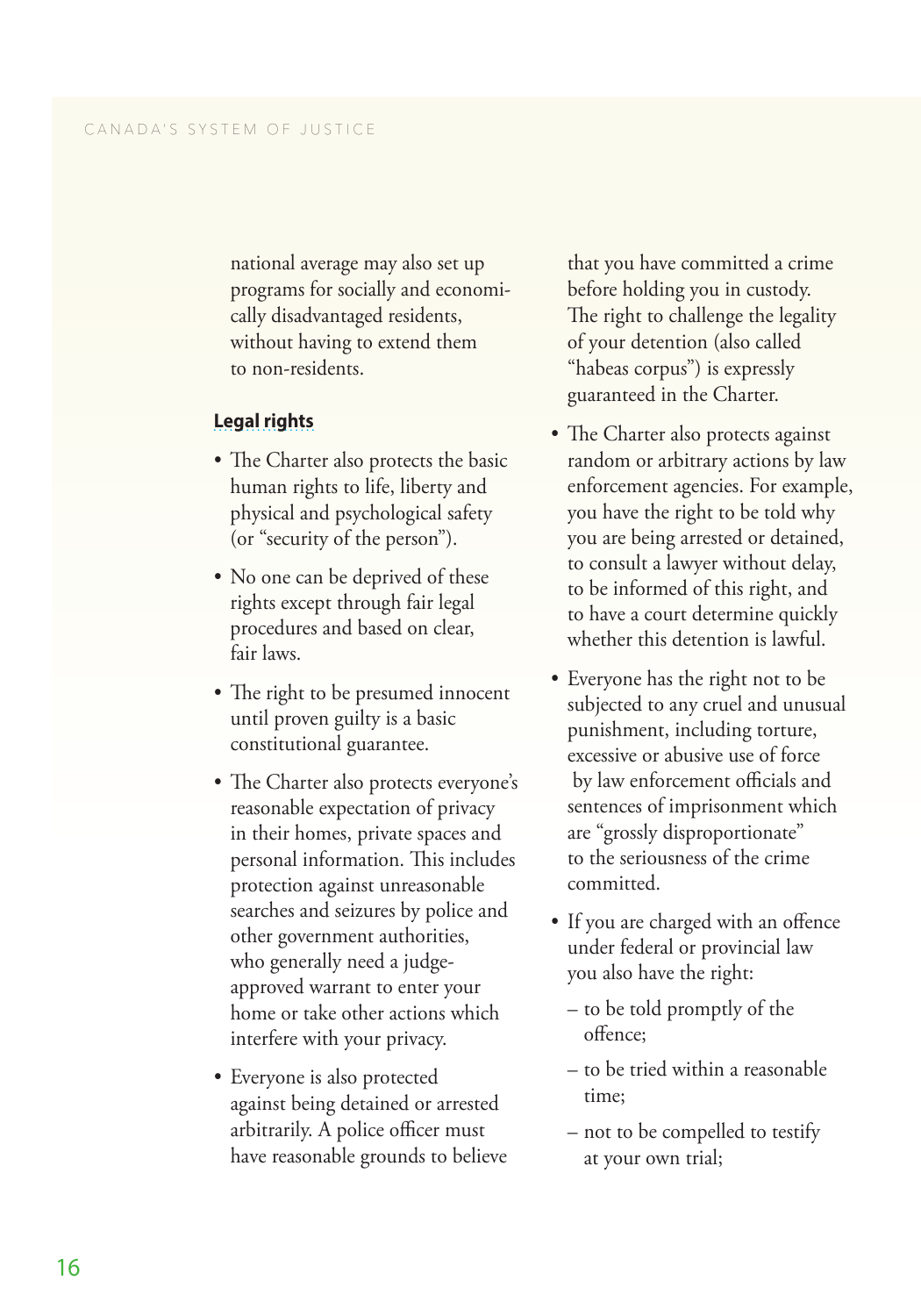national average may also set up programs for socially and economically disadvantaged residents, without having to extend them to non-residents.

### Legal rights

- The Charter also protects the basic human rights to life, liberty and physical and psychological safety (or "security of the person").
- No one can be deprived of these rights except through fair legal procedures and based on clear, fair laws.
- The right to be presumed innocent until proven guilty is a basic constitutional guarantee.
- The Charter also protects everyone's reasonable expectation of privacy in their homes, private spaces and personal information. This includes protection against unreasonable searches and seizures by police and other government authorities, who generally need a judge-approved warrant to enter your home or take other actions which interfere with your privacy.
- Everyone is also protected against being detained or arrested arbitrarily. A police officer must have reasonable grounds to believe that you have committed a crime before holding you in custody. The right to challenge the legality of your detention (also called "habeas corpus") is expressly guaranteed in the Charter.
- The Charter also protects against random or arbitrary actions by law enforcement agencies. For example, you have the right to be told why you are being arrested or detained, to consult a lawyer without delay, to be informed of this right, and to have a court determine quickly whether this detention is lawful.
- Everyone has the right not to be subjected to any cruel and unusual punishment, including torture, excessive or abusive use of force by law enforcement officials and sentences of imprisonment which are "grossly disproportionate" to the seriousness of the crime committed.
- If you are charged with an offence under federal or provincial law you also have the right:
  - to be told promptly of the offence;
  - to be tried within a reasonable time;
  - not to be compelled to testify at your own trial;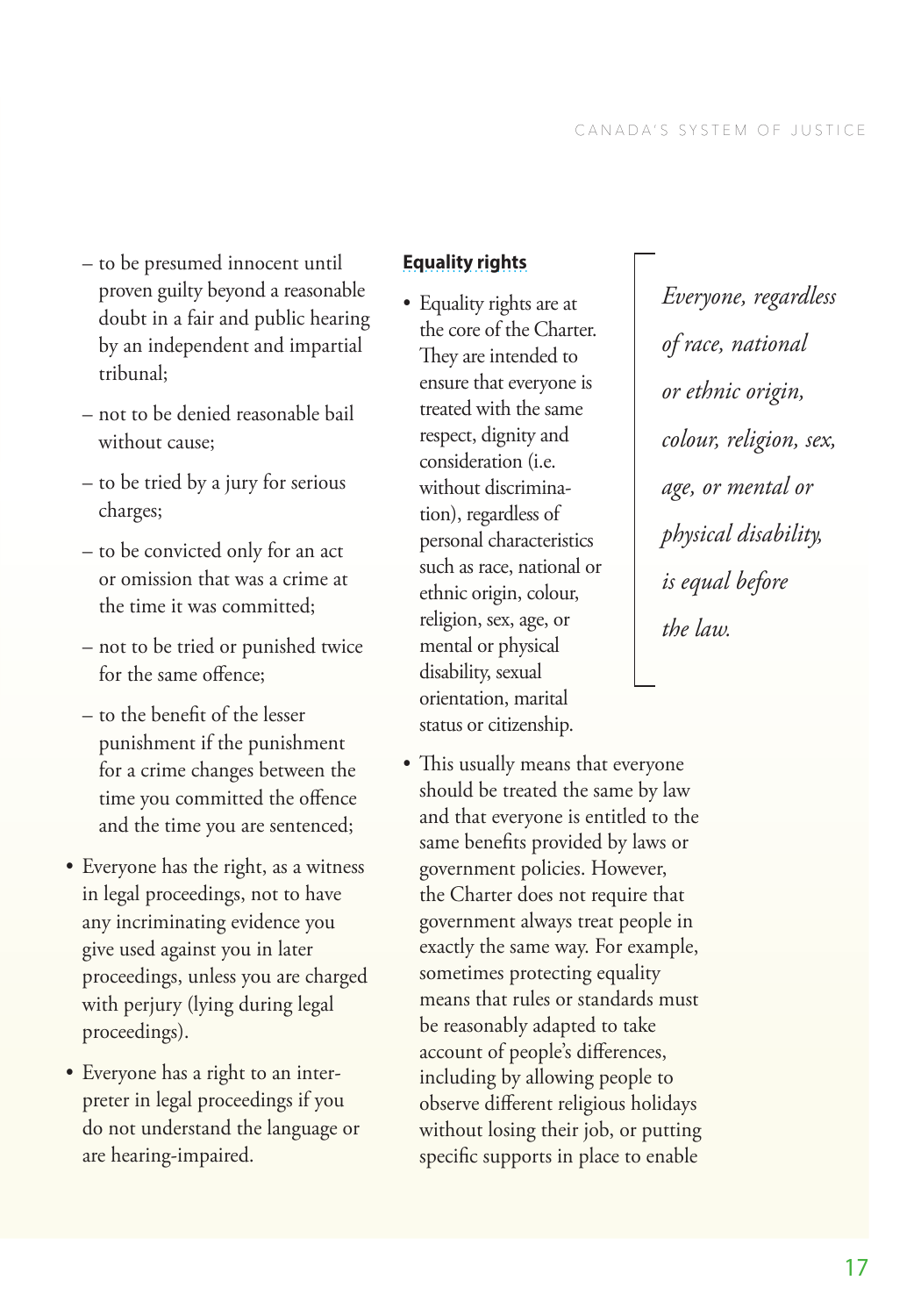- to be presumed innocent until proven guilty beyond a reasonable doubt in a fair and public hearing by an independent and impartial tribunal;
- not to be denied reasonable bail without cause;
- to be tried by a jury for serious charges;
- to be convicted only for an act or omission that was a crime at the time it was committed;
- not to be tried or punished twice for the same offence;
- to the benefit of the lesser punishment if the punishment for a crime changes between the time you committed the offence and the time you are sentenced;

- Everyone has the right, as a witness in legal proceedings, not to have any incriminating evidence you give used against you in later proceedings, unless you are charged with perjury (lying during legal proceedings).
- Everyone has a right to an interpreter in legal proceedings if you do not understand the language or are hearing-impaired.

**Equality rights**

- Equality rights are at the core of the Charter. They are intended to ensure that everyone is treated with the same respect, dignity and consideration (i.e. without discrimination), regardless of personal characteristics such as race, national or ethnic origin, colour, religion, sex, age, or mental or physical disability, sexual orientation, marital status or citizenship.

> *Everyone, regardless of race, national or ethnic origin, colour, religion, sex, age, or mental or physical disability, is equal before the law.*

- This usually means that everyone should be treated the same by law and that everyone is entitled to the same benefits provided by laws or government policies. However, the Charter does not require that government always treat people in exactly the same way. For example, sometimes protecting equality means that rules or standards must be reasonably adapted to take account of people's differences, including by allowing people to observe different religious holidays without losing their job, or putting specific supports in place to enable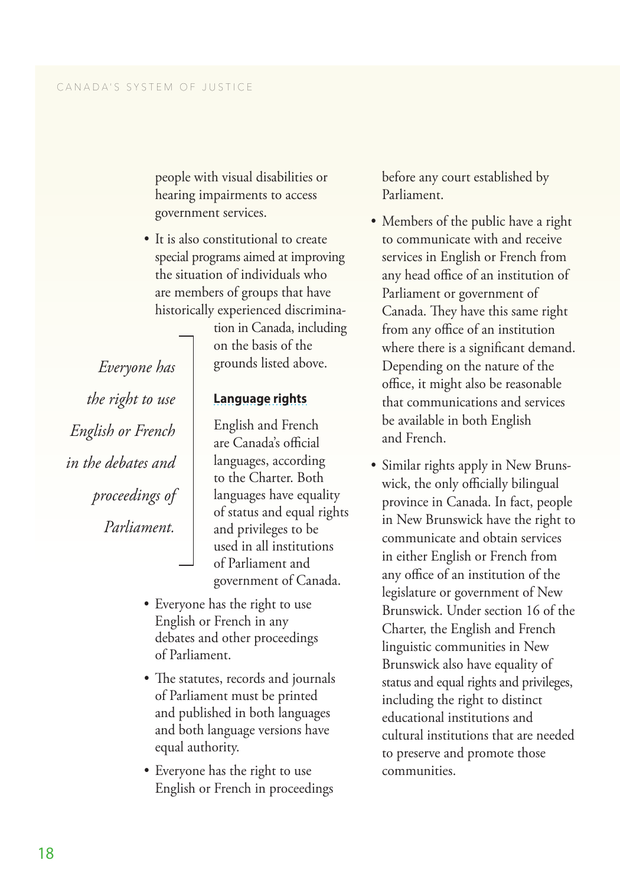people with visual disabilities or hearing impairments to access government services.

- It is also constitutional to create special programs aimed at improving the situation of individuals who are members of groups that have historically experienced discrimination in Canada, including on the basis of the grounds listed above.

> *Everyone has the right to use English or French in the debates and proceedings of Parliament.*

### Language rights

English and French are Canada's official languages, according to the Charter. Both languages have equality of status and equal rights and privileges to be used in all institutions of Parliament and government of Canada.

- Everyone has the right to use English or French in any debates and other proceedings of Parliament.
- The statutes, records and journals of Parliament must be printed and published in both languages and both language versions have equal authority.
- Everyone has the right to use English or French in proceedings before any court established by Parliament.
- Members of the public have a right to communicate with and receive services in English or French from any head office of an institution of Parliament or government of Canada. They have this same right from any office of an institution where there is a significant demand. Depending on the nature of the office, it might also be reasonable that communications and services be available in both English and French.
- Similar rights apply in New Brunswick, the only officially bilingual province in Canada. In fact, people in New Brunswick have the right to communicate and obtain services in either English or French from any office of an institution of the legislature or government of New Brunswick. Under section 16 of the Charter, the English and French linguistic communities in New Brunswick also have equality of status and equal rights and privileges, including the right to distinct educational institutions and cultural institutions that are needed to preserve and promote those communities.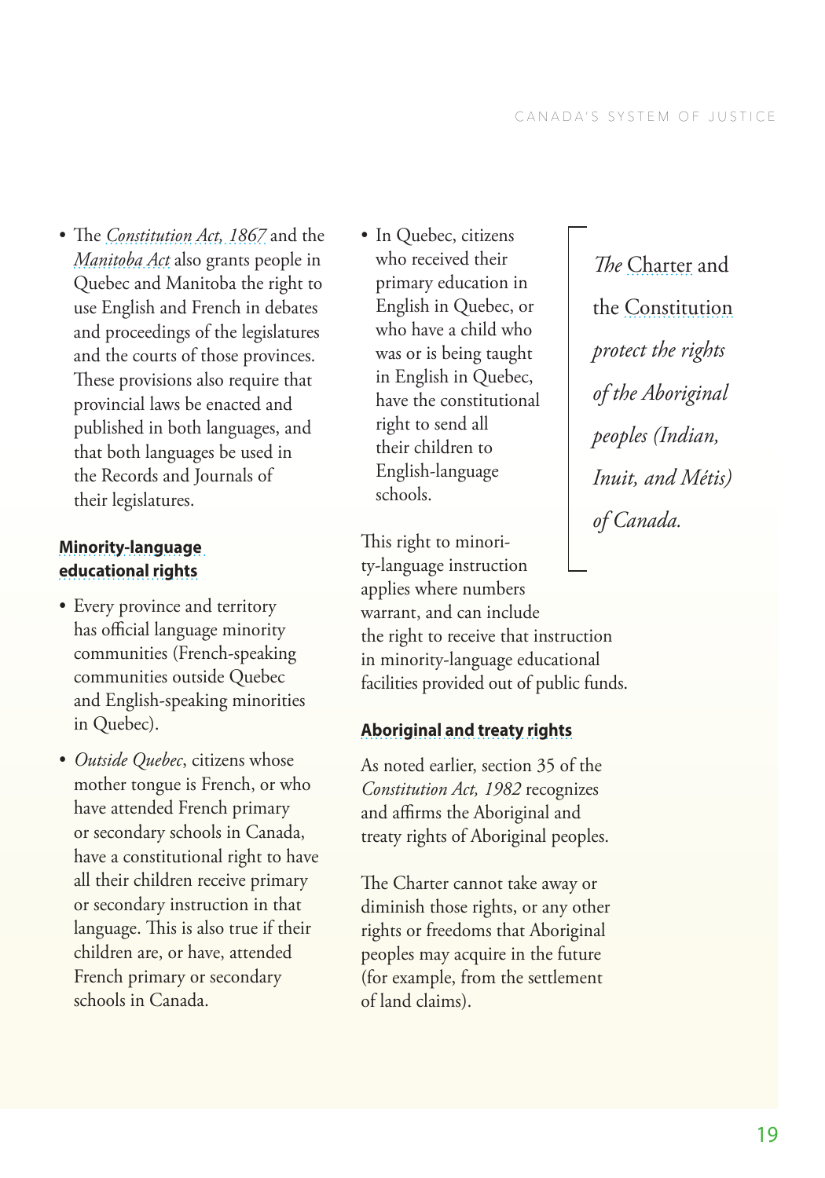- The *Constitution Act, 1867* and the *Manitoba Act* also grants people in Quebec and Manitoba the right to use English and French in debates and proceedings of the legislatures and the courts of those provinces. These provisions also require that provincial laws be enacted and published in both languages, and that both languages be used in the Records and Journals of their legislatures.

### Minority-language educational rights

- Every province and territory has official language minority communities (French-speaking communities outside Quebec and English-speaking minorities in Quebec).
- *Outside Quebec*, citizens whose mother tongue is French, or who have attended French primary or secondary schools in Canada, have a constitutional right to have all their children receive primary or secondary instruction in that language. This is also true if their children are, or have, attended French primary or secondary schools in Canada.
- In Quebec, citizens who received their primary education in English in Quebec, or who have a child who was or is being taught in English in Quebec, have the constitutional right to send all their children to English-language schools.

This right to minority-language instruction applies where numbers warrant, and can include the right to receive that instruction in minority-language educational facilities provided out of public funds.

> *The* Charter and the Constitution *protect the rights of the Aboriginal peoples (Indian, Inuit, and Métis) of Canada.*

### Aboriginal and treaty rights

As noted earlier, section 35 of the *Constitution Act, 1982* recognizes and affirms the Aboriginal and treaty rights of Aboriginal peoples.

The Charter cannot take away or diminish those rights, or any other rights or freedoms that Aboriginal peoples may acquire in the future (for example, from the settlement of land claims).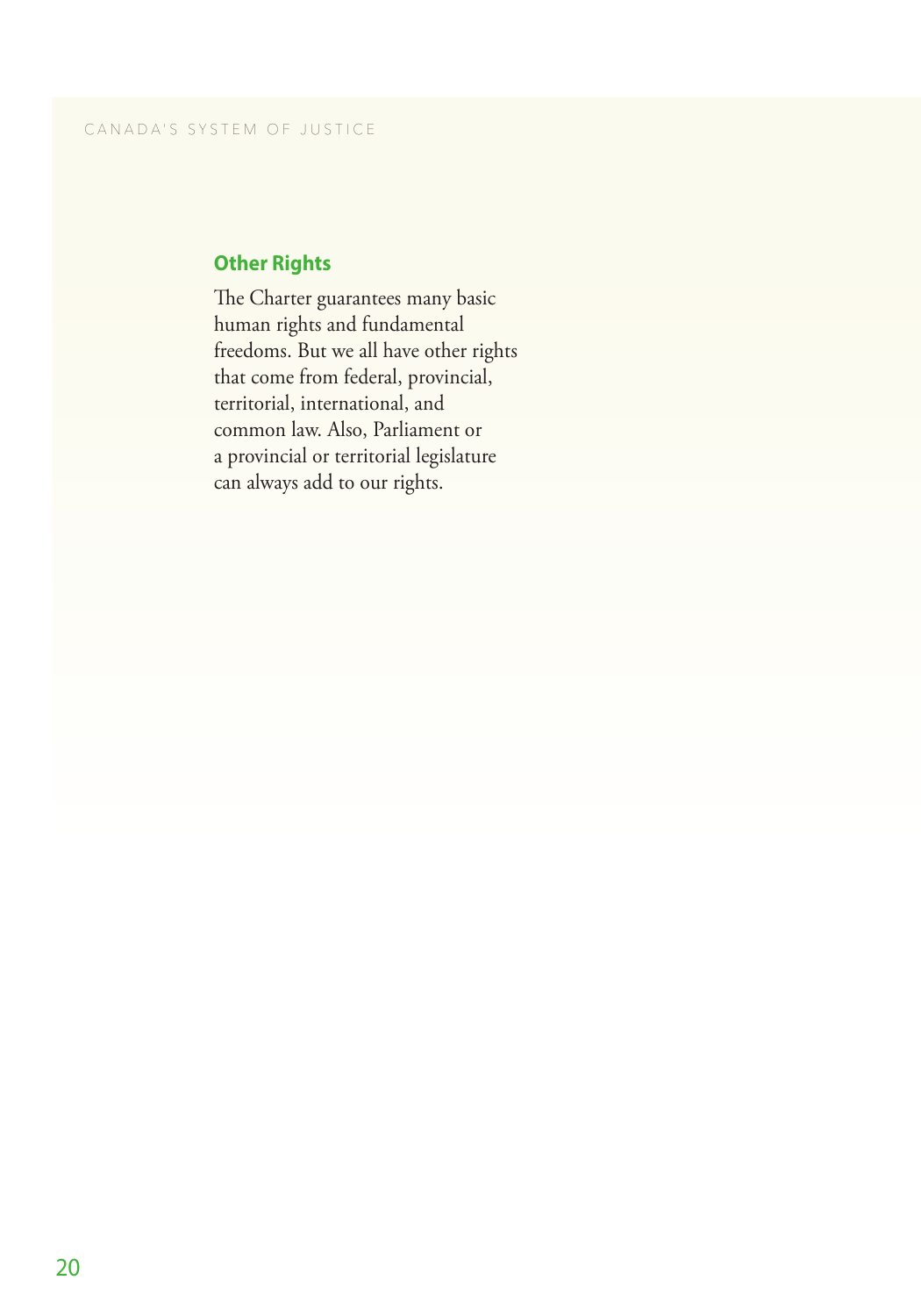### Other Rights

The Charter guarantees many basic human rights and fundamental freedoms. But we all have other rights that come from federal, provincial, territorial, international, and common law. Also, Parliament or a provincial or territorial legislature can always add to our rights.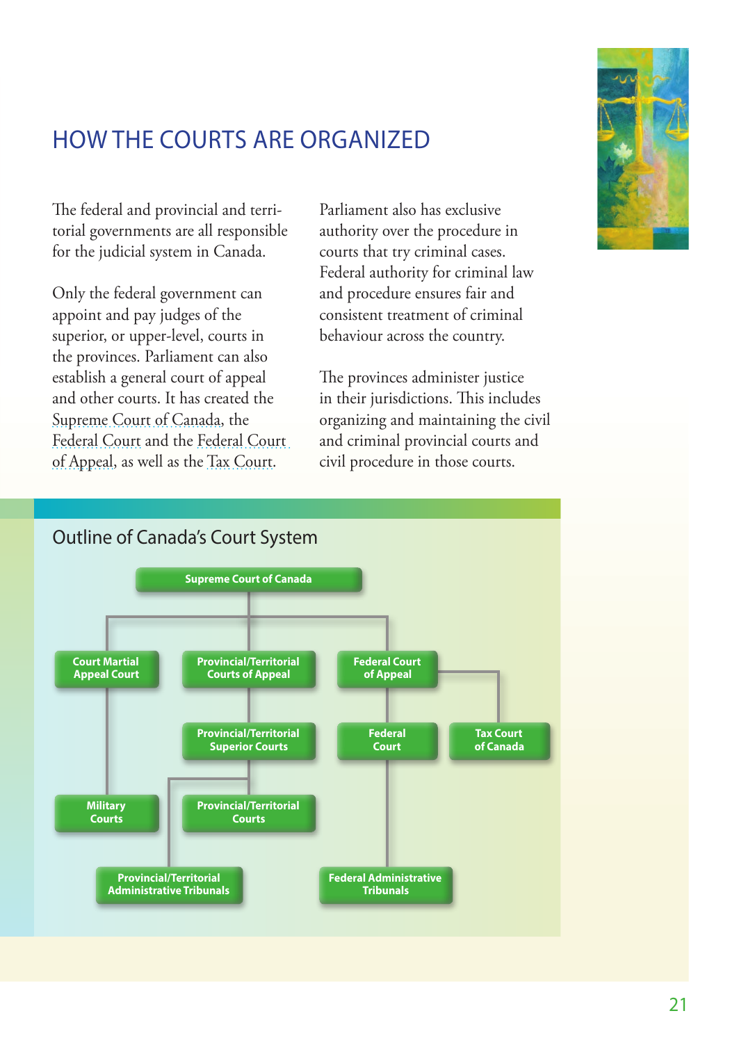# HOW THE COURTS ARE ORGANIZED

The federal and provincial and territorial governments are all responsible for the judicial system in Canada.

Only the federal government can appoint and pay judges of the superior, or upper-level, courts in the provinces. Parliament can also establish a general court of appeal and other courts. It has created the Supreme Court of Canada, the Federal Court and the Federal Court of Appeal, as well as the Tax Court.

Parliament also has exclusive authority over the procedure in courts that try criminal cases. Federal authority for criminal law and procedure ensures fair and consistent treatment of criminal behaviour across the country.

The provinces administer justice in their jurisdictions. This includes organizing and maintaining the civil and criminal provincial courts and civil procedure in those courts.

## Outline of Canada's Court System

- Supreme Court of Canada
  - Court Martial Appeal Court
    - Military Courts
  - Provincial/Territorial Courts of Appeal
    - Provincial/Territorial Superior Courts
      - Provincial/Territorial Courts
      - Provincial/Territorial Administrative Tribunals
  - Federal Court of Appeal
    - Federal Court
      - Federal Administrative Tribunals
    - Tax Court of Canada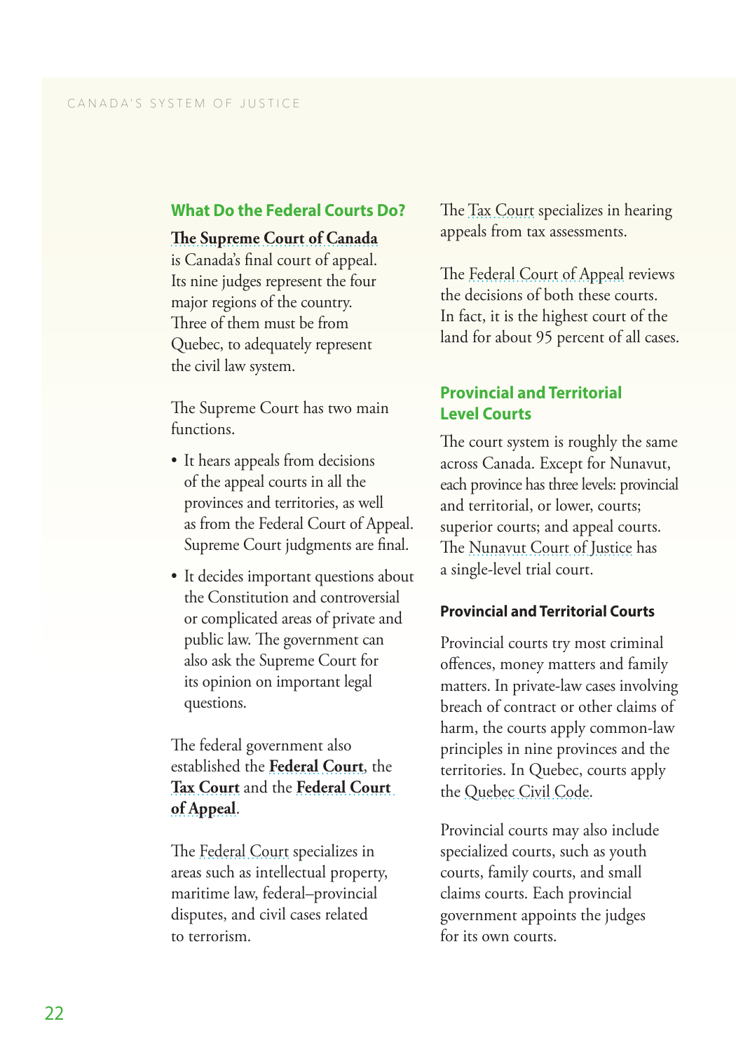## What Do the Federal Courts Do?

**The Supreme Court of Canada** is Canada's final court of appeal. Its nine judges represent the four major regions of the country. Three of them must be from Quebec, to adequately represent the civil law system.

The Supreme Court has two main functions.

- It hears appeals from decisions of the appeal courts in all the provinces and territories, as well as from the Federal Court of Appeal. Supreme Court judgments are final.
- It decides important questions about the Constitution and controversial or complicated areas of private and public law. The government can also ask the Supreme Court for its opinion on important legal questions.

The federal government also established the **Federal Court**, the **Tax Court** and the **Federal Court of Appeal**.

The Federal Court specializes in areas such as intellectual property, maritime law, federal–provincial disputes, and civil cases related to terrorism.

The Tax Court specializes in hearing appeals from tax assessments.

The Federal Court of Appeal reviews the decisions of both these courts. In fact, it is the highest court of the land for about 95 percent of all cases.

## Provincial and Territorial Level Courts

The court system is roughly the same across Canada. Except for Nunavut, each province has three levels: provincial and territorial, or lower, courts; superior courts; and appeal courts. The Nunavut Court of Justice has a single-level trial court.

### Provincial and Territorial Courts

Provincial courts try most criminal offences, money matters and family matters. In private-law cases involving breach of contract or other claims of harm, the courts apply common-law principles in nine provinces and the territories. In Quebec, courts apply the Quebec Civil Code.

Provincial courts may also include specialized courts, such as youth courts, family courts, and small claims courts. Each provincial government appoints the judges for its own courts.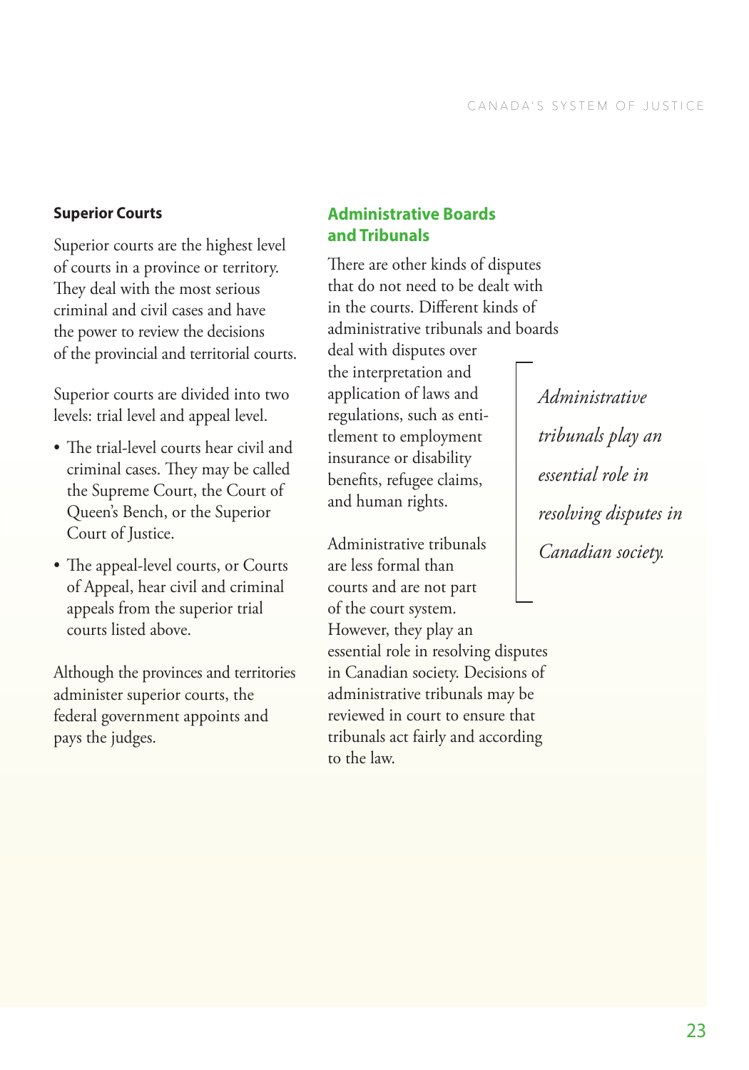### Superior Courts

Superior courts are the highest level of courts in a province or territory. They deal with the most serious criminal and civil cases and have the power to review the decisions of the provincial and territorial courts.

Superior courts are divided into two levels: trial level and appeal level.

- The trial-level courts hear civil and criminal cases. They may be called the Supreme Court, the Court of Queen's Bench, or the Superior Court of Justice.
- The appeal-level courts, or Courts of Appeal, hear civil and criminal appeals from the superior trial courts listed above.

Although the provinces and territories administer superior courts, the federal government appoints and pays the judges.

## Administrative Boards and Tribunals

There are other kinds of disputes that do not need to be dealt with in the courts. Different kinds of administrative tribunals and boards deal with disputes over the interpretation and application of laws and regulations, such as entitlement to employment insurance or disability benefits, refugee claims, and human rights.

Administrative tribunals are less formal than courts and are not part of the court system. However, they play an essential role in resolving disputes in Canadian society. Decisions of administrative tribunals may be reviewed in court to ensure that tribunals act fairly and according to the law.

*Administrative tribunals play an essential role in resolving disputes in Canadian society.*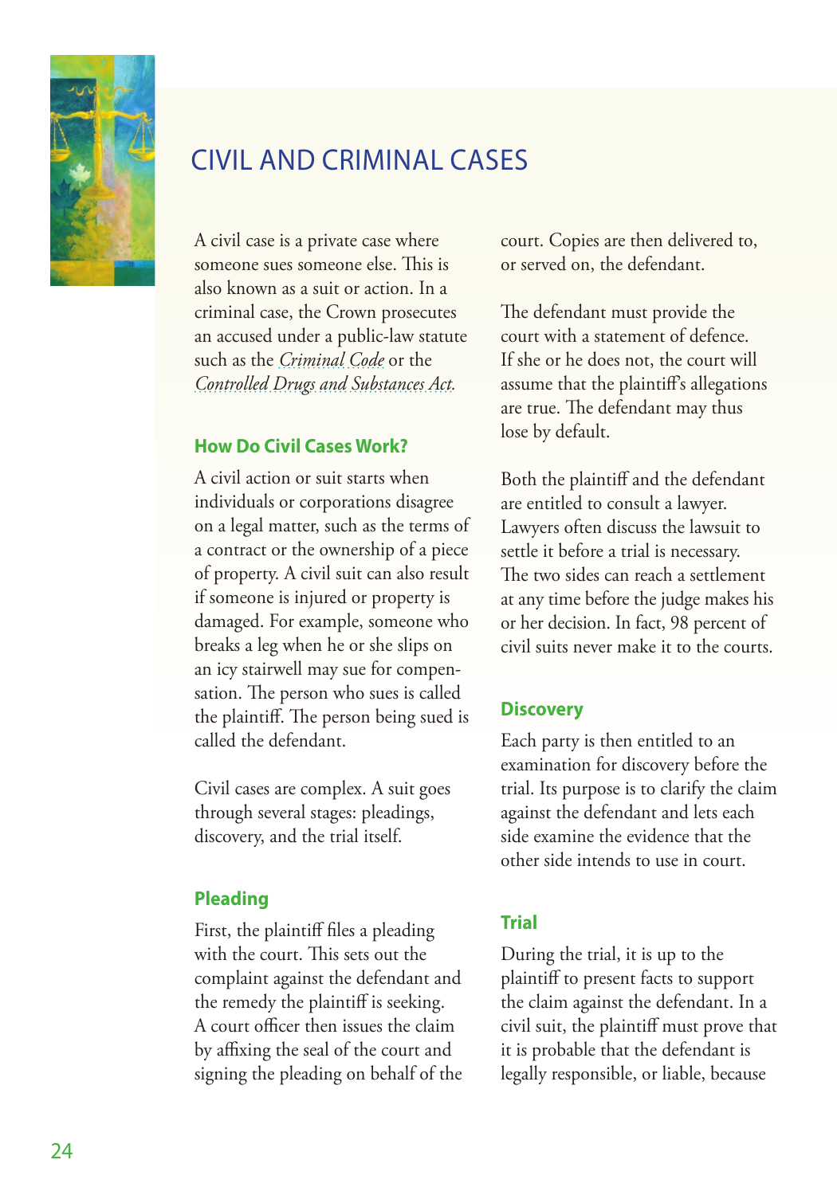# CIVIL AND CRIMINAL CASES

A civil case is a private case where someone sues someone else. This is also known as a suit or action. In a criminal case, the Crown prosecutes an accused under a public-law statute such as the *Criminal Code* or the *Controlled Drugs and Substances Act.*

### How Do Civil Cases Work?

A civil action or suit starts when individuals or corporations disagree on a legal matter, such as the terms of a contract or the ownership of a piece of property. A civil suit can also result if someone is injured or property is damaged. For example, someone who breaks a leg when he or she slips on an icy stairwell may sue for compensation. The person who sues is called the plaintiff. The person being sued is called the defendant.

Civil cases are complex. A suit goes through several stages: pleadings, discovery, and the trial itself.

### Pleading

First, the plaintiff files a pleading with the court. This sets out the complaint against the defendant and the remedy the plaintiff is seeking. A court officer then issues the claim by affixing the seal of the court and signing the pleading on behalf of the court. Copies are then delivered to, or served on, the defendant.

The defendant must provide the court with a statement of defence. If she or he does not, the court will assume that the plaintiff's allegations are true. The defendant may thus lose by default.

Both the plaintiff and the defendant are entitled to consult a lawyer. Lawyers often discuss the lawsuit to settle it before a trial is necessary. The two sides can reach a settlement at any time before the judge makes his or her decision. In fact, 98 percent of civil suits never make it to the courts.

### Discovery

Each party is then entitled to an examination for discovery before the trial. Its purpose is to clarify the claim against the defendant and lets each side examine the evidence that the other side intends to use in court.

### Trial

During the trial, it is up to the plaintiff to present facts to support the claim against the defendant. In a civil suit, the plaintiff must prove that it is probable that the defendant is legally responsible, or liable, because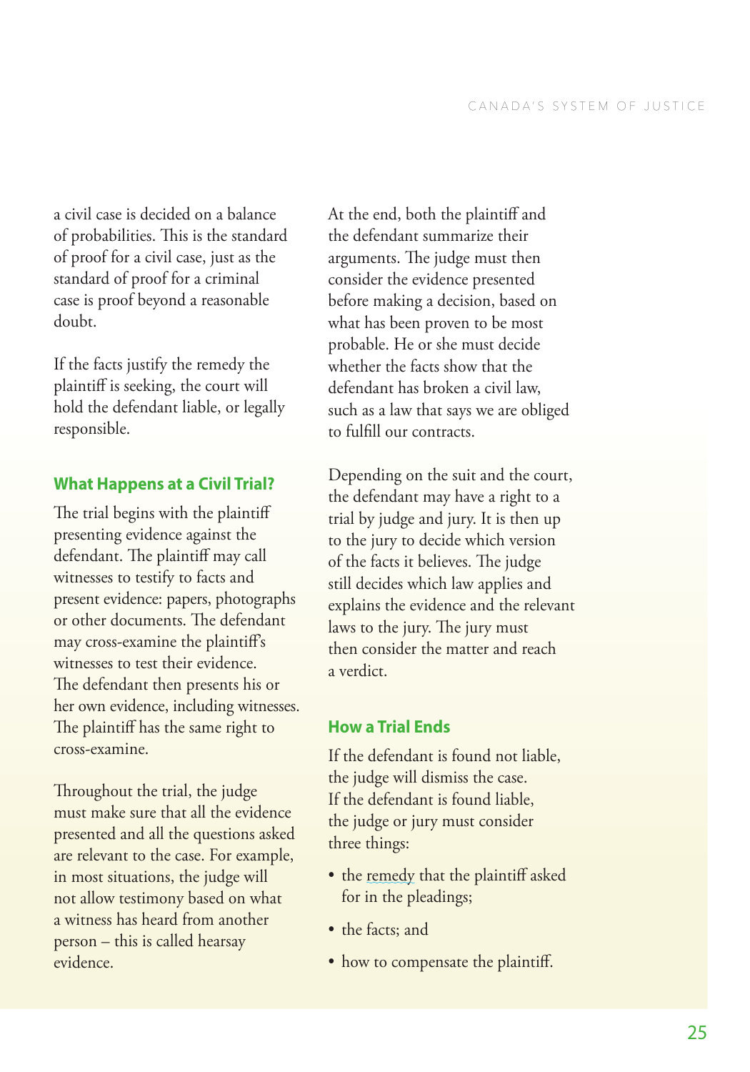a civil case is decided on a balance of probabilities. This is the standard of proof for a civil case, just as the standard of proof for a criminal case is proof beyond a reasonable doubt.

If the facts justify the remedy the plaintiff is seeking, the court will hold the defendant liable, or legally responsible.

## What Happens at a Civil Trial?

The trial begins with the plaintiff presenting evidence against the defendant. The plaintiff may call witnesses to testify to facts and present evidence: papers, photographs or other documents. The defendant may cross-examine the plaintiff's witnesses to test their evidence. The defendant then presents his or her own evidence, including witnesses. The plaintiff has the same right to cross-examine.

Throughout the trial, the judge must make sure that all the evidence presented and all the questions asked are relevant to the case. For example, in most situations, the judge will not allow testimony based on what a witness has heard from another person – this is called hearsay evidence.

At the end, both the plaintiff and the defendant summarize their arguments. The judge must then consider the evidence presented before making a decision, based on what has been proven to be most probable. He or she must decide whether the facts show that the defendant has broken a civil law, such as a law that says we are obliged to fulfill our contracts.

Depending on the suit and the court, the defendant may have a right to a trial by judge and jury. It is then up to the jury to decide which version of the facts it believes. The judge still decides which law applies and explains the evidence and the relevant laws to the jury. The jury must then consider the matter and reach a verdict.

## How a Trial Ends

If the defendant is found not liable, the judge will dismiss the case. If the defendant is found liable, the judge or jury must consider three things:

- the remedy that the plaintiff asked for in the pleadings;
- the facts; and
- how to compensate the plaintiff.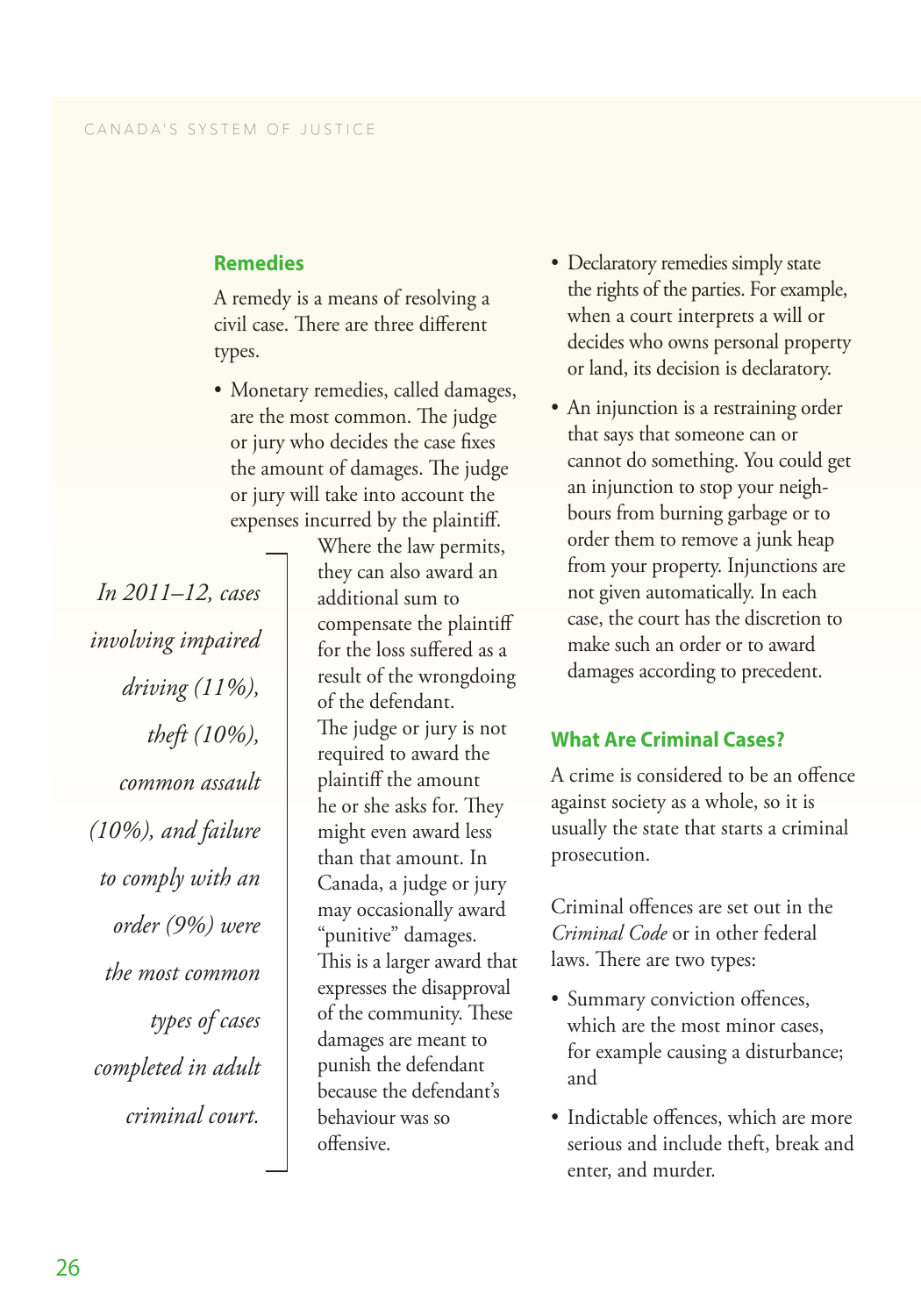## Remedies

A remedy is a means of resolving a civil case. There are three different types.

- Monetary remedies, called damages, are the most common. The judge or jury who decides the case fixes the amount of damages. The judge or jury will take into account the expenses incurred by the plaintiff. Where the law permits, they can also award an additional sum to compensate the plaintiff for the loss suffered as a result of the wrongdoing of the defendant. The judge or jury is not required to award the plaintiff the amount he or she asks for. They might even award less than that amount. In Canada, a judge or jury may occasionally award "punitive" damages. This is a larger award that expresses the disapproval of the community. These damages are meant to punish the defendant because the defendant's behaviour was so offensive.

*In 2011–12, cases involving impaired driving (11%), theft (10%), common assault (10%), and failure to comply with an order (9%) were the most common types of cases completed in adult criminal court.*

- Declaratory remedies simply state the rights of the parties. For example, when a court interprets a will or decides who owns personal property or land, its decision is declaratory.
- An injunction is a restraining order that says that someone can or cannot do something. You could get an injunction to stop your neighbours from burning garbage or to order them to remove a junk heap from your property. Injunctions are not given automatically. In each case, the court has the discretion to make such an order or to award damages according to precedent.

## What Are Criminal Cases?

A crime is considered to be an offence against society as a whole, so it is usually the state that starts a criminal prosecution.

Criminal offences are set out in the *Criminal Code* or in other federal laws. There are two types:

- Summary conviction offences, which are the most minor cases, for example causing a disturbance; and
- Indictable offences, which are more serious and include theft, break and enter, and murder.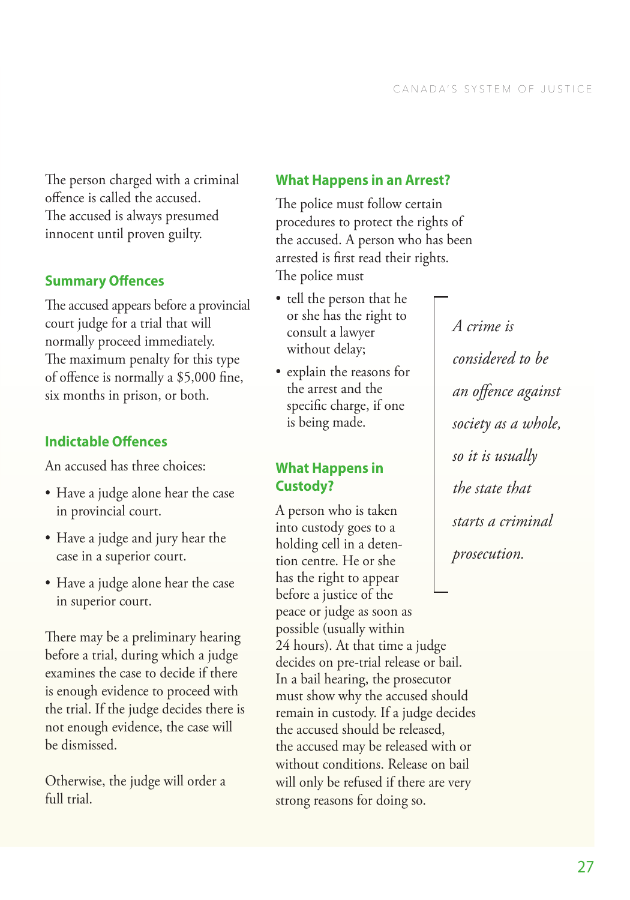The person charged with a criminal offence is called the accused. The accused is always presumed innocent until proven guilty.

### Summary Offences

The accused appears before a provincial court judge for a trial that will normally proceed immediately. The maximum penalty for this type of offence is normally a $5,000 fine, six months in prison, or both.

### Indictable Offences

An accused has three choices:

- Have a judge alone hear the case in provincial court.
- Have a judge and jury hear the case in a superior court.
- Have a judge alone hear the case in superior court.

There may be a preliminary hearing before a trial, during which a judge examines the case to decide if there is enough evidence to proceed with the trial. If the judge decides there is not enough evidence, the case will be dismissed.

Otherwise, the judge will order a full trial.

### What Happens in an Arrest?

The police must follow certain procedures to protect the rights of the accused. A person who has been arrested is first read their rights. The police must

- tell the person that he or she has the right to consult a lawyer without delay;
- explain the reasons for the arrest and the specific charge, if one is being made.

*A crime is considered to be an offence against society as a whole, so it is usually the state that starts a criminal prosecution.*

### What Happens in Custody?

A person who is taken into custody goes to a holding cell in a detention centre. He or she has the right to appear before a justice of the peace or judge as soon as possible (usually within 24 hours). At that time a judge decides on pre-trial release or bail. In a bail hearing, the prosecutor must show why the accused should remain in custody. If a judge decides the accused should be released, the accused may be released with or without conditions. Release on bail will only be refused if there are very strong reasons for doing so.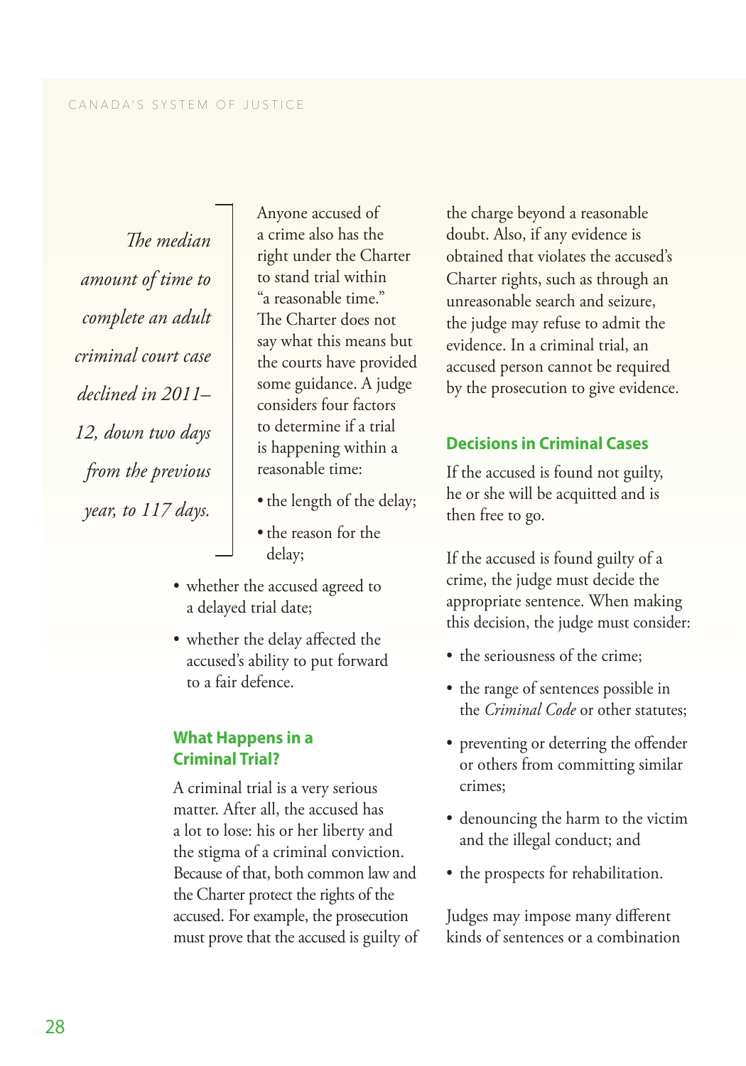*The median amount of time to complete an adult criminal court case declined in 2011–12, down two days from the previous year, to 117 days.*

Anyone accused of a crime also has the right under the Charter to stand trial within "a reasonable time." The Charter does not say what this means but the courts have provided some guidance. A judge considers four factors to determine if a trial is happening within a reasonable time:

- the length of the delay;
- the reason for the delay;
- whether the accused agreed to a delayed trial date;
- whether the delay affected the accused's ability to put forward to a fair defence.

## What Happens in a Criminal Trial?

A criminal trial is a very serious matter. After all, the accused has a lot to lose: his or her liberty and the stigma of a criminal conviction. Because of that, both common law and the Charter protect the rights of the accused. For example, the prosecution must prove that the accused is guilty of the charge beyond a reasonable doubt. Also, if any evidence is obtained that violates the accused's Charter rights, such as through an unreasonable search and seizure, the judge may refuse to admit the evidence. In a criminal trial, an accused person cannot be required by the prosecution to give evidence.

## Decisions in Criminal Cases

If the accused is found not guilty, he or she will be acquitted and is then free to go.

If the accused is found guilty of a crime, the judge must decide the appropriate sentence. When making this decision, the judge must consider:

- the seriousness of the crime;
- the range of sentences possible in the *Criminal Code* or other statutes;
- preventing or deterring the offender or others from committing similar crimes;
- denouncing the harm to the victim and the illegal conduct; and
- the prospects for rehabilitation.

Judges may impose many different kinds of sentences or a combination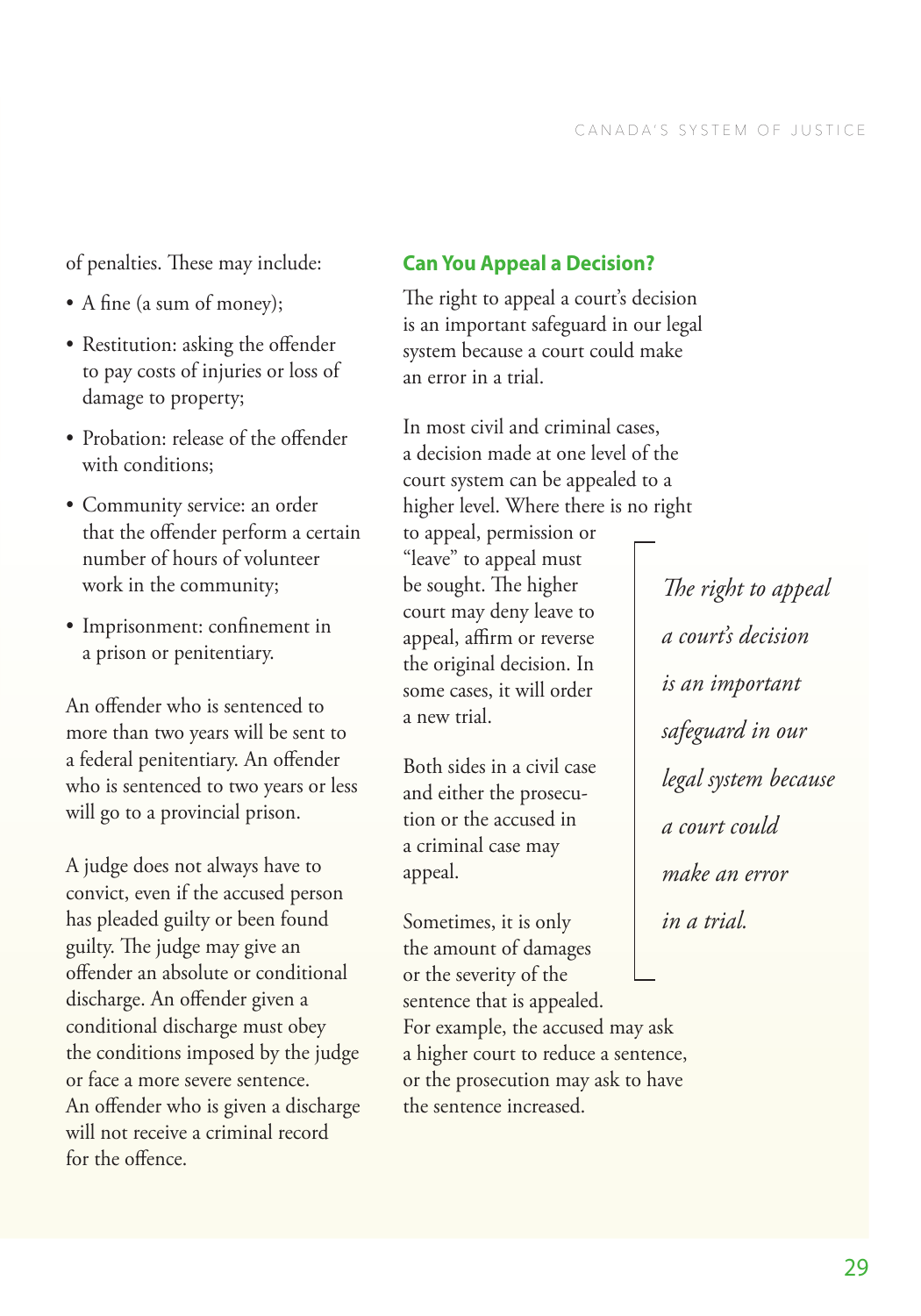of penalties. These may include:

- A fine (a sum of money);
- Restitution: asking the offender to pay costs of injuries or loss of damage to property;
- Probation: release of the offender with conditions;
- Community service: an order that the offender perform a certain number of hours of volunteer work in the community;
- Imprisonment: confinement in a prison or penitentiary.

An offender who is sentenced to more than two years will be sent to a federal penitentiary. An offender who is sentenced to two years or less will go to a provincial prison.

A judge does not always have to convict, even if the accused person has pleaded guilty or been found guilty. The judge may give an offender an absolute or conditional discharge. An offender given a conditional discharge must obey the conditions imposed by the judge or face a more severe sentence. An offender who is given a discharge will not receive a criminal record for the offence.

## Can You Appeal a Decision?

The right to appeal a court's decision is an important safeguard in our legal system because a court could make an error in a trial.

In most civil and criminal cases, a decision made at one level of the court system can be appealed to a higher level. Where there is no right to appeal, permission or "leave" to appeal must be sought. The higher court may deny leave to appeal, affirm or reverse the original decision. In some cases, it will order a new trial.

Both sides in a civil case and either the prosecution or the accused in a criminal case may appeal.

Sometimes, it is only the amount of damages or the severity of the sentence that is appealed. For example, the accused may ask a higher court to reduce a sentence, or the prosecution may ask to have the sentence increased.

*The right to appeal a court's decision is an important safeguard in our legal system because a court could make an error in a trial.*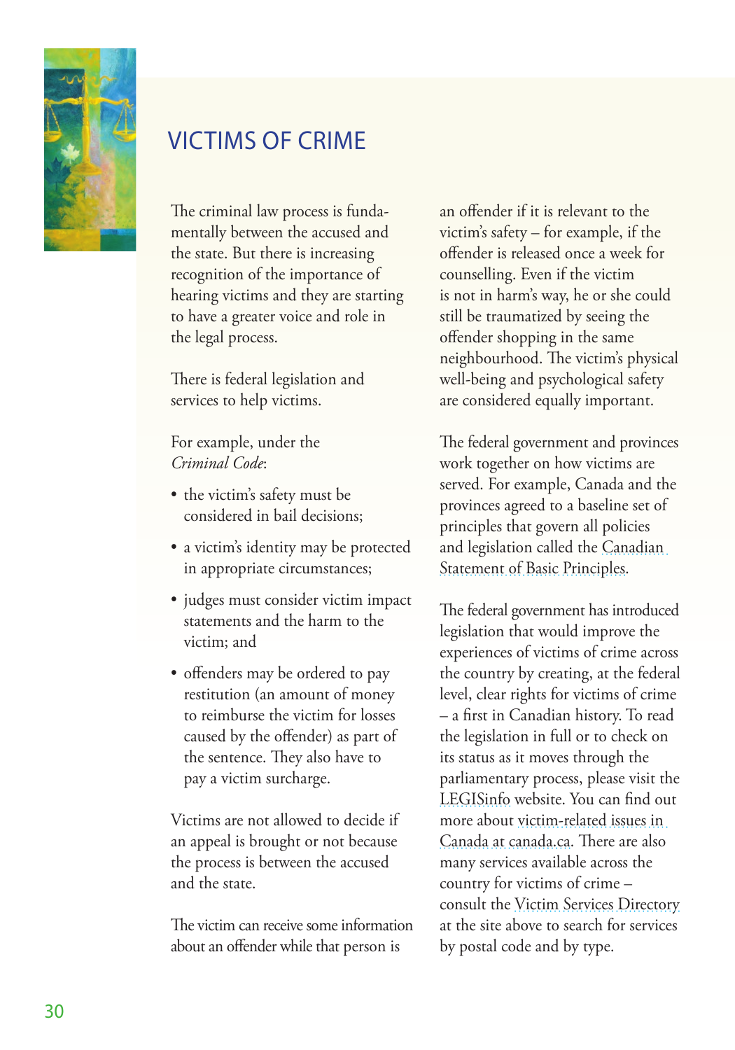# VICTIMS OF CRIME

The criminal law process is fundamentally between the accused and the state. But there is increasing recognition of the importance of hearing victims and they are starting to have a greater voice and role in the legal process.

There is federal legislation and services to help victims.

For example, under the *Criminal Code*:

- the victim's safety must be considered in bail decisions;
- a victim's identity may be protected in appropriate circumstances;
- judges must consider victim impact statements and the harm to the victim; and
- offenders may be ordered to pay restitution (an amount of money to reimburse the victim for losses caused by the offender) as part of the sentence. They also have to pay a victim surcharge.

Victims are not allowed to decide if an appeal is brought or not because the process is between the accused and the state.

The victim can receive some information about an offender while that person is an offender if it is relevant to the victim's safety – for example, if the offender is released once a week for counselling. Even if the victim is not in harm's way, he or she could still be traumatized by seeing the offender shopping in the same neighbourhood. The victim's physical well-being and psychological safety are considered equally important.

The federal government and provinces work together on how victims are served. For example, Canada and the provinces agreed to a baseline set of principles that govern all policies and legislation called the Canadian Statement of Basic Principles.

The federal government has introduced legislation that would improve the experiences of victims of crime across the country by creating, at the federal level, clear rights for victims of crime – a first in Canadian history. To read the legislation in full or to check on its status as it moves through the parliamentary process, please visit the LEGISinfo website. You can find out more about victim-related issues in Canada at canada.ca. There are also many services available across the country for victims of crime – consult the Victim Services Directory at the site above to search for services by postal code and by type.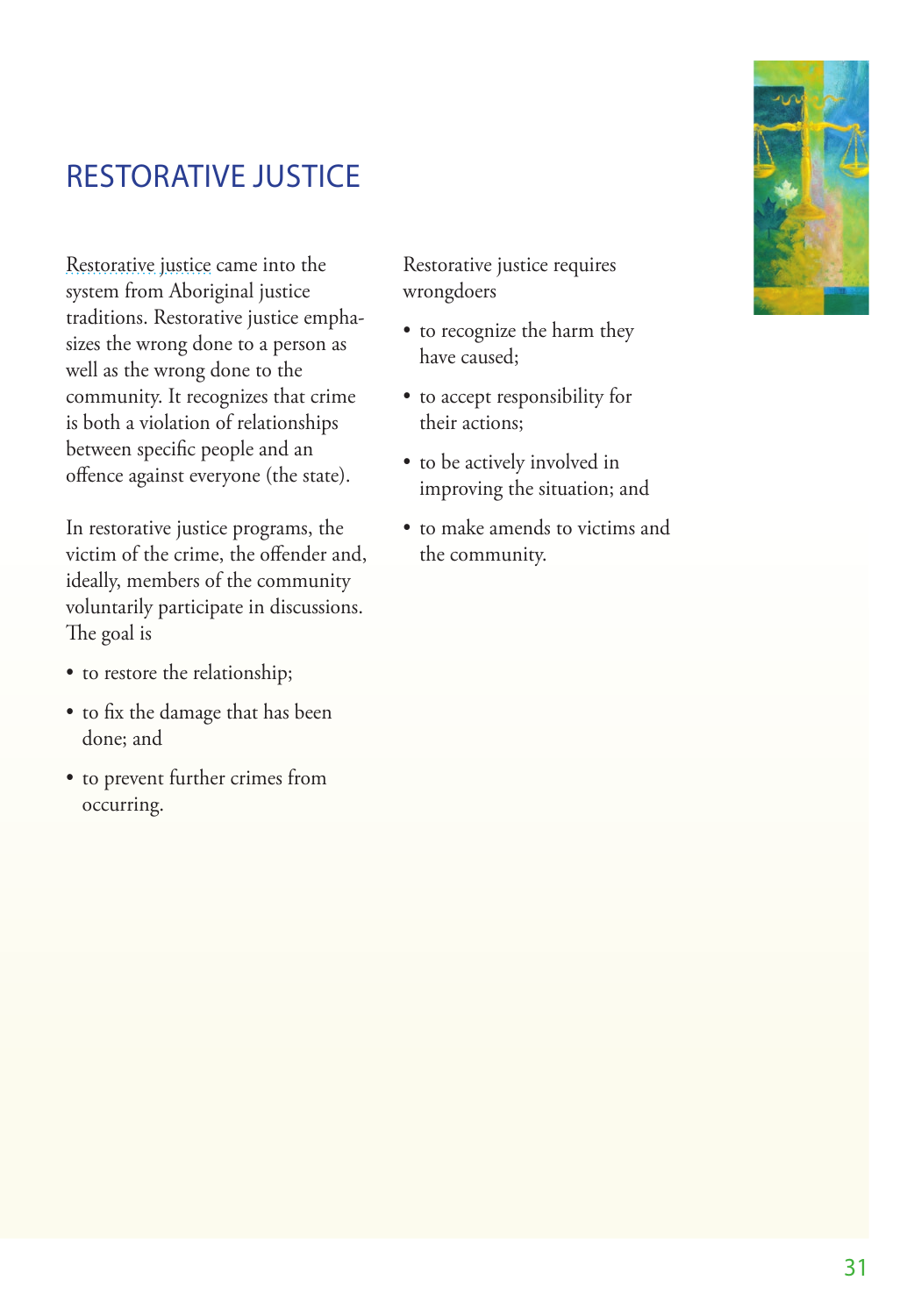## RESTORATIVE JUSTICE

Restorative justice came into the system from Aboriginal justice traditions. Restorative justice emphasizes the wrong done to a person as well as the wrong done to the community. It recognizes that crime is both a violation of relationships between specific people and an offence against everyone (the state).

In restorative justice programs, the victim of the crime, the offender and, ideally, members of the community voluntarily participate in discussions. The goal is

- to restore the relationship;
- to fix the damage that has been done; and
- to prevent further crimes from occurring.

Restorative justice requires wrongdoers

- to recognize the harm they have caused;
- to accept responsibility for their actions;
- to be actively involved in improving the situation; and
- to make amends to victims and the community.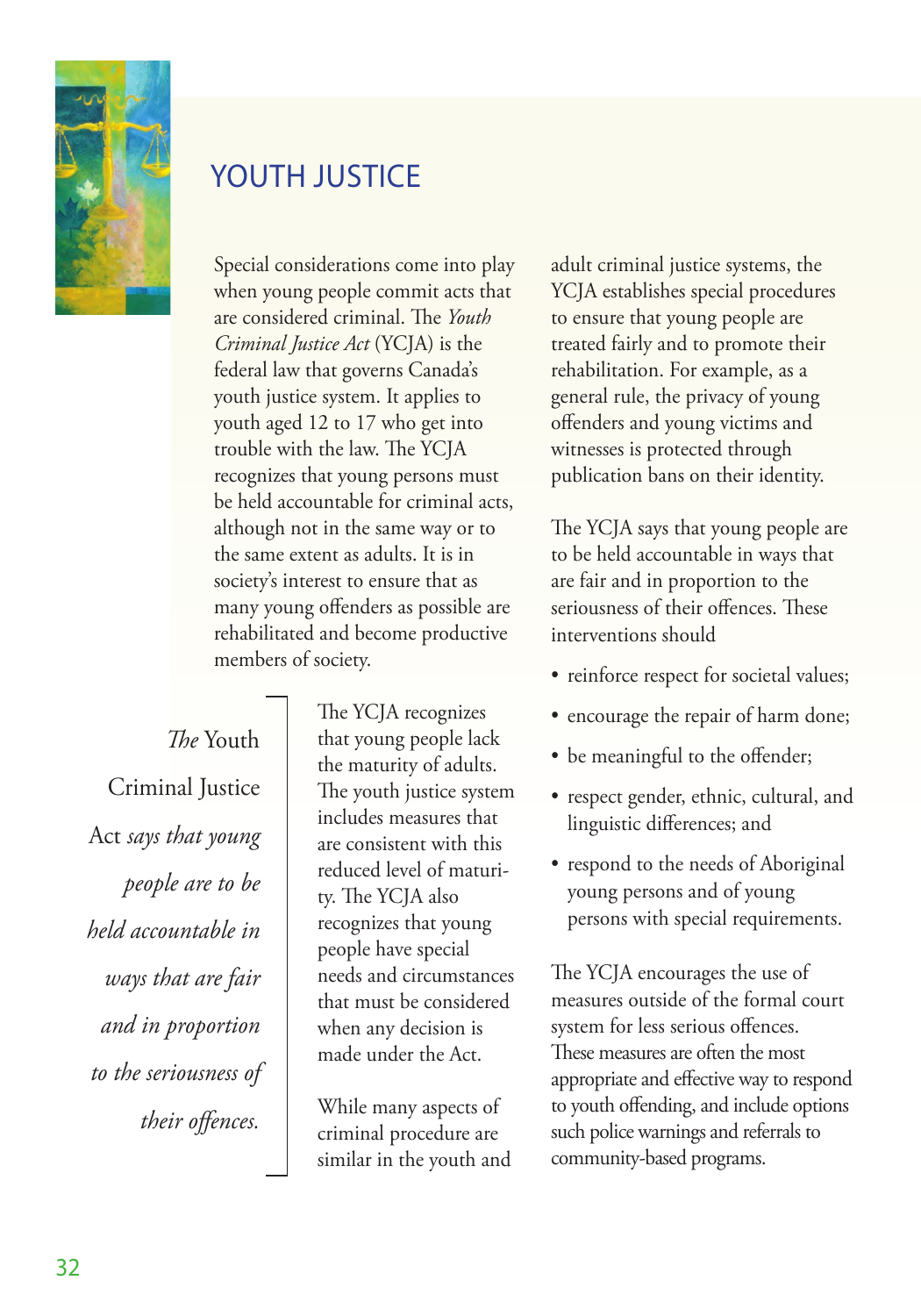# YOUTH JUSTICE

Special considerations come into play when young people commit acts that are considered criminal. The *Youth Criminal Justice Act* (YCJA) is the federal law that governs Canada's youth justice system. It applies to youth aged 12 to 17 who get into trouble with the law. The YCJA recognizes that young persons must be held accountable for criminal acts, although not in the same way or to the same extent as adults. It is in society's interest to ensure that as many young offenders as possible are rehabilitated and become productive members of society.

*The* Youth Criminal Justice Act *says that young people are to be held accountable in ways that are fair and in proportion to the seriousness of their offences.*

The YCJA recognizes that young people lack the maturity of adults. The youth justice system includes measures that are consistent with this reduced level of maturity. The YCJA also recognizes that young people have special needs and circumstances that must be considered when any decision is made under the Act.

While many aspects of criminal procedure are similar in the youth and adult criminal justice systems, the YCJA establishes special procedures to ensure that young people are treated fairly and to promote their rehabilitation. For example, as a general rule, the privacy of young offenders and young victims and witnesses is protected through publication bans on their identity.

The YCJA says that young people are to be held accountable in ways that are fair and in proportion to the seriousness of their offences. These interventions should

- reinforce respect for societal values;
- encourage the repair of harm done;
- be meaningful to the offender;
- respect gender, ethnic, cultural, and linguistic differences; and
- respond to the needs of Aboriginal young persons and of young persons with special requirements.

The YCJA encourages the use of measures outside of the formal court system for less serious offences. These measures are often the most appropriate and effective way to respond to youth offending, and include options such police warnings and referrals to community-based programs.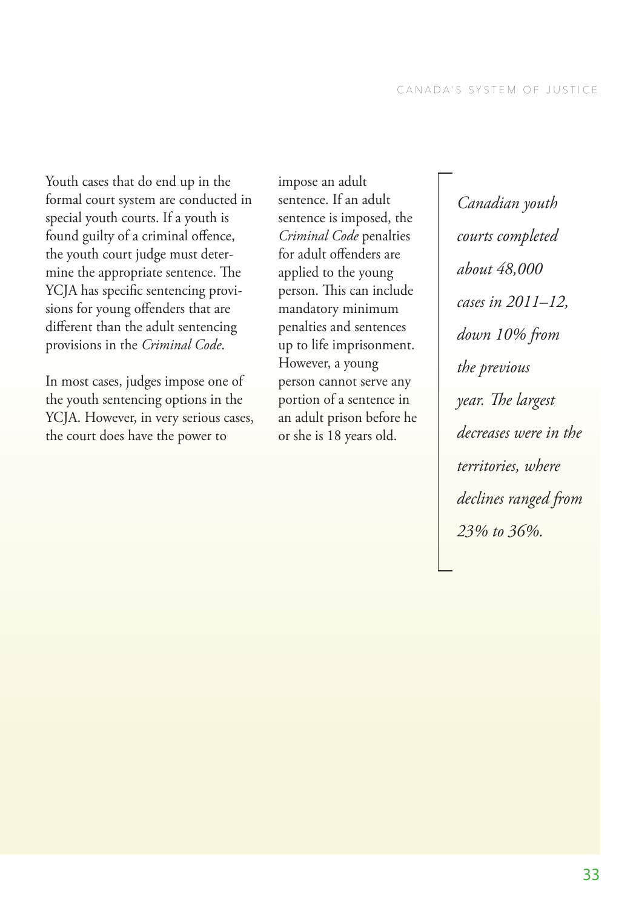Youth cases that do end up in the formal court system are conducted in special youth courts. If a youth is found guilty of a criminal offence, the youth court judge must determine the appropriate sentence. The YCJA has specific sentencing provisions for young offenders that are different than the adult sentencing provisions in the *Criminal Code*.

In most cases, judges impose one of the youth sentencing options in the YCJA. However, in very serious cases, the court does have the power to impose an adult sentence. If an adult sentence is imposed, the *Criminal Code* penalties for adult offenders are applied to the young person. This can include mandatory minimum penalties and sentences up to life imprisonment. However, a young person cannot serve any portion of a sentence in an adult prison before he or she is 18 years old.

*Canadian youth courts completed about 48,000 cases in 2011–12, down 10% from the previous year. The largest decreases were in the territories, where declines ranged from 23% to 36%.*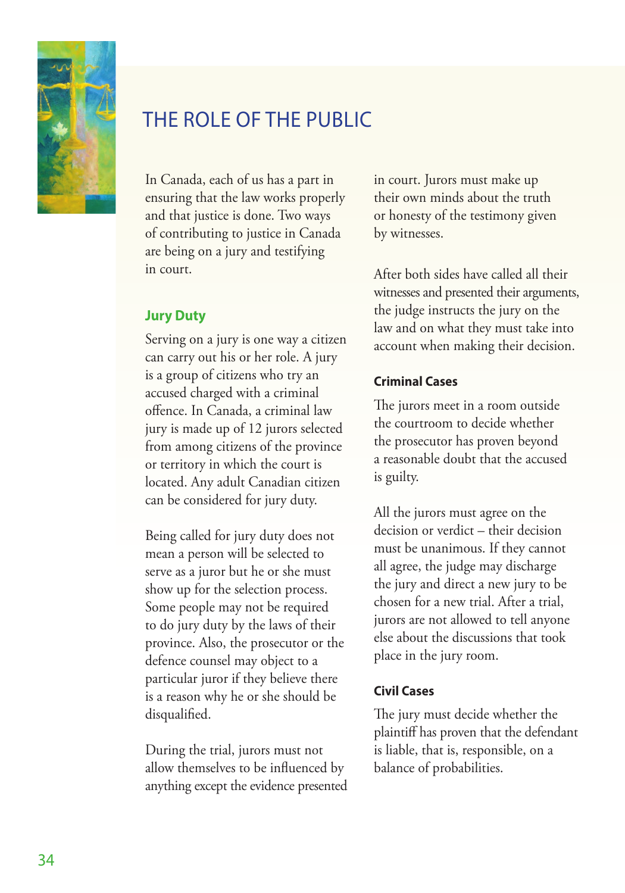# THE ROLE OF THE PUBLIC

In Canada, each of us has a part in ensuring that the law works properly and that justice is done. Two ways of contributing to justice in Canada are being on a jury and testifying in court.

## Jury Duty

Serving on a jury is one way a citizen can carry out his or her role. A jury is a group of citizens who try an accused charged with a criminal offence. In Canada, a criminal law jury is made up of 12 jurors selected from among citizens of the province or territory in which the court is located. Any adult Canadian citizen can be considered for jury duty.

Being called for jury duty does not mean a person will be selected to serve as a juror but he or she must show up for the selection process. Some people may not be required to do jury duty by the laws of their province. Also, the prosecutor or the defence counsel may object to a particular juror if they believe there is a reason why he or she should be disqualified.

During the trial, jurors must not allow themselves to be influenced by anything except the evidence presented in court. Jurors must make up their own minds about the truth or honesty of the testimony given by witnesses.

After both sides have called all their witnesses and presented their arguments, the judge instructs the jury on the law and on what they must take into account when making their decision.

### Criminal Cases

The jurors meet in a room outside the courtroom to decide whether the prosecutor has proven beyond a reasonable doubt that the accused is guilty.

All the jurors must agree on the decision or verdict – their decision must be unanimous. If they cannot all agree, the judge may discharge the jury and direct a new jury to be chosen for a new trial. After a trial, jurors are not allowed to tell anyone else about the discussions that took place in the jury room.

### Civil Cases

The jury must decide whether the plaintiff has proven that the defendant is liable, that is, responsible, on a balance of probabilities.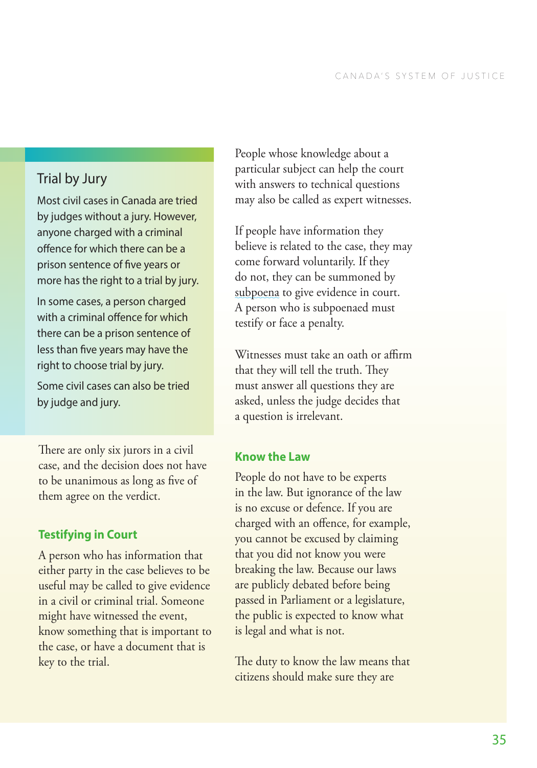## Trial by Jury

Most civil cases in Canada are tried by judges without a jury. However, anyone charged with a criminal offence for which there can be a prison sentence of five years or more has the right to a trial by jury.

In some cases, a person charged with a criminal offence for which there can be a prison sentence of less than five years may have the right to choose trial by jury.

Some civil cases can also be tried by judge and jury.

There are only six jurors in a civil case, and the decision does not have to be unanimous as long as five of them agree on the verdict.

### Testifying in Court

A person who has information that either party in the case believes to be useful may be called to give evidence in a civil or criminal trial. Someone might have witnessed the event, know something that is important to the case, or have a document that is key to the trial.

People whose knowledge about a particular subject can help the court with answers to technical questions may also be called as expert witnesses.

If people have information they believe is related to the case, they may come forward voluntarily. If they do not, they can be summoned by subpoena to give evidence in court. A person who is subpoenaed must testify or face a penalty.

Witnesses must take an oath or affirm that they will tell the truth. They must answer all questions they are asked, unless the judge decides that a question is irrelevant.

### Know the Law

People do not have to be experts in the law. But ignorance of the law is no excuse or defence. If you are charged with an offence, for example, you cannot be excused by claiming that you did not know you were breaking the law. Because our laws are publicly debated before being passed in Parliament or a legislature, the public is expected to know what is legal and what is not.

The duty to know the law means that citizens should make sure they are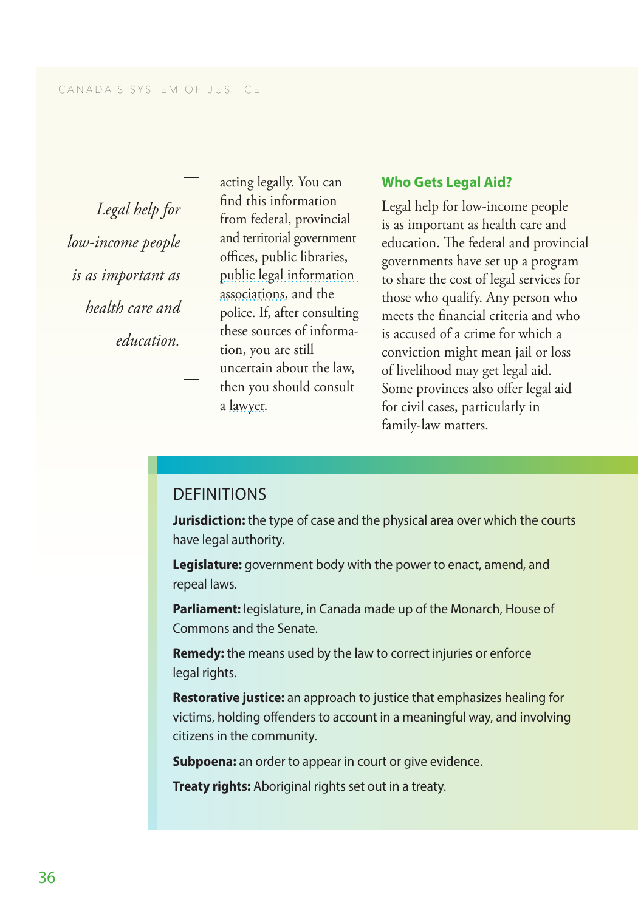*Legal help for low-income people is as important as health care and education.*

acting legally. You can find this information from federal, provincial and territorial government offices, public libraries, public legal information associations, and the police. If, after consulting these sources of information, you are still uncertain about the law, then you should consult a lawyer.

### Who Gets Legal Aid?

Legal help for low-income people is as important as health care and education. The federal and provincial governments have set up a program to share the cost of legal services for those who qualify. Any person who meets the financial criteria and who is accused of a crime for which a conviction might mean jail or loss of livelihood may get legal aid. Some provinces also offer legal aid for civil cases, particularly in family-law matters.

## DEFINITIONS

**Jurisdiction:** the type of case and the physical area over which the courts have legal authority.

**Legislature:** government body with the power to enact, amend, and repeal laws.

**Parliament:** legislature, in Canada made up of the Monarch, House of Commons and the Senate.

**Remedy:** the means used by the law to correct injuries or enforce legal rights.

**Restorative justice:** an approach to justice that emphasizes healing for victims, holding offenders to account in a meaningful way, and involving citizens in the community.

**Subpoena:** an order to appear in court or give evidence.

**Treaty rights:** Aboriginal rights set out in a treaty.